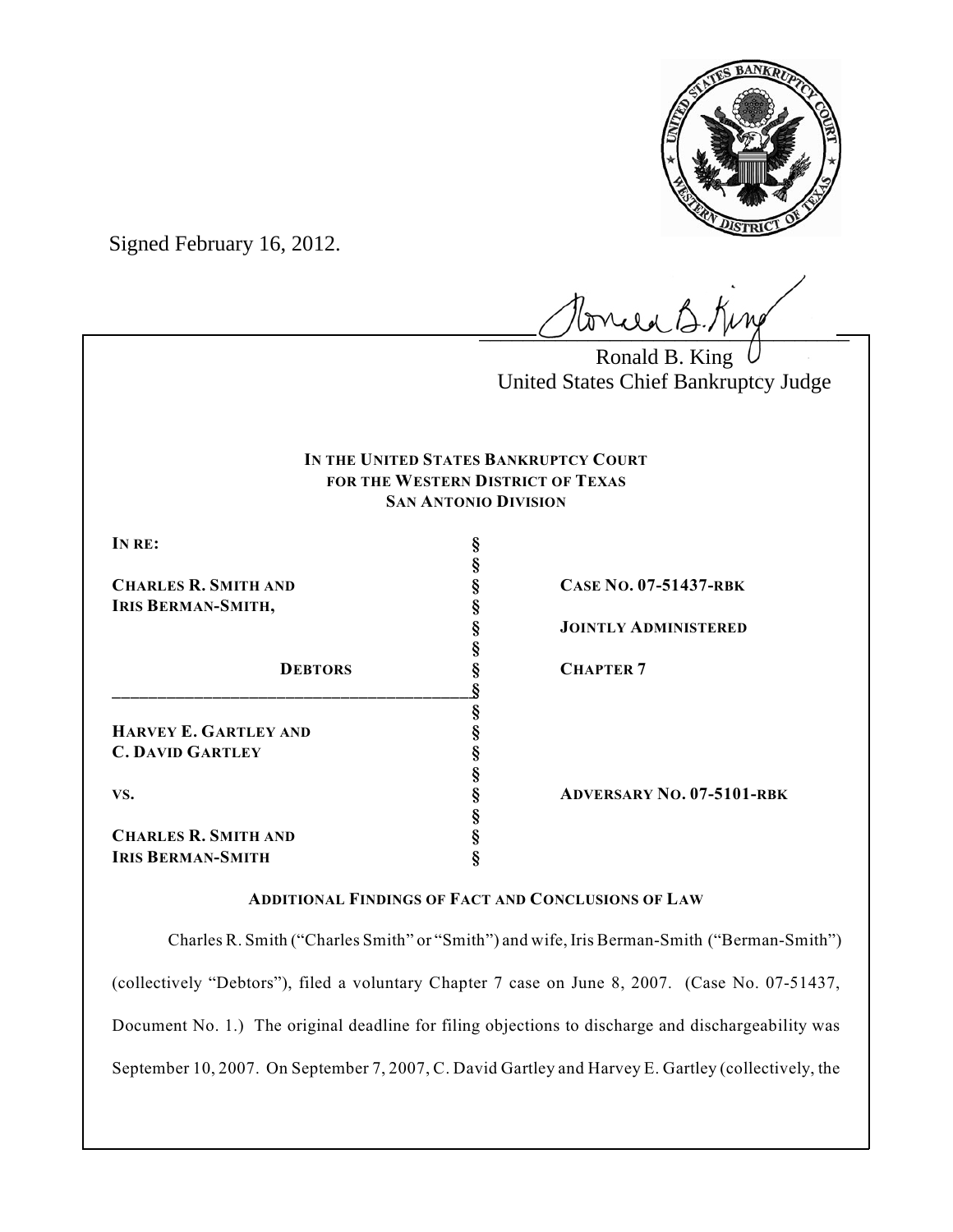Signed February 16, 2012.

Ronald B. King
United States Chief Bankruptcy Judge

**IN THE UNITED STATES BANKRUPTCY COURT**
**FOR THE WESTERN DISTRICT OF TEXAS**
**SAN ANTONIO DIVISION**

| | | |
|---|---|---|
| **IN RE:** | § | |
| | § | |
| **CHARLES R. SMITH AND** | § | **CASE NO. 07-51437-RBK** |
| **IRIS BERMAN-SMITH,** | § | |
| | § | **JOINTLY ADMINISTERED** |
| | § | |
| **DEBTORS** | § | **CHAPTER 7** |
| | § | |
| | § | |
| **HARVEY E. GARTLEY AND** | § | |
| **C. DAVID GARTLEY** | § | |
| | § | |
| **VS.** | § | **ADVERSARY NO. 07-5101-RBK** |
| | § | |
| **CHARLES R. SMITH AND** | § | |
| **IRIS BERMAN-SMITH** | § | |

**ADDITIONAL FINDINGS OF FACT AND CONCLUSIONS OF LAW**

Charles R. Smith ("Charles Smith" or "Smith") and wife, Iris Berman-Smith ("Berman-Smith") (collectively "Debtors"), filed a voluntary Chapter 7 case on June 8, 2007. (Case No. 07-51437, Document No. 1.) The original deadline for filing objections to discharge and dischargeability was September 10, 2007. On September 7, 2007, C. David Gartley and Harvey E. Gartley (collectively, the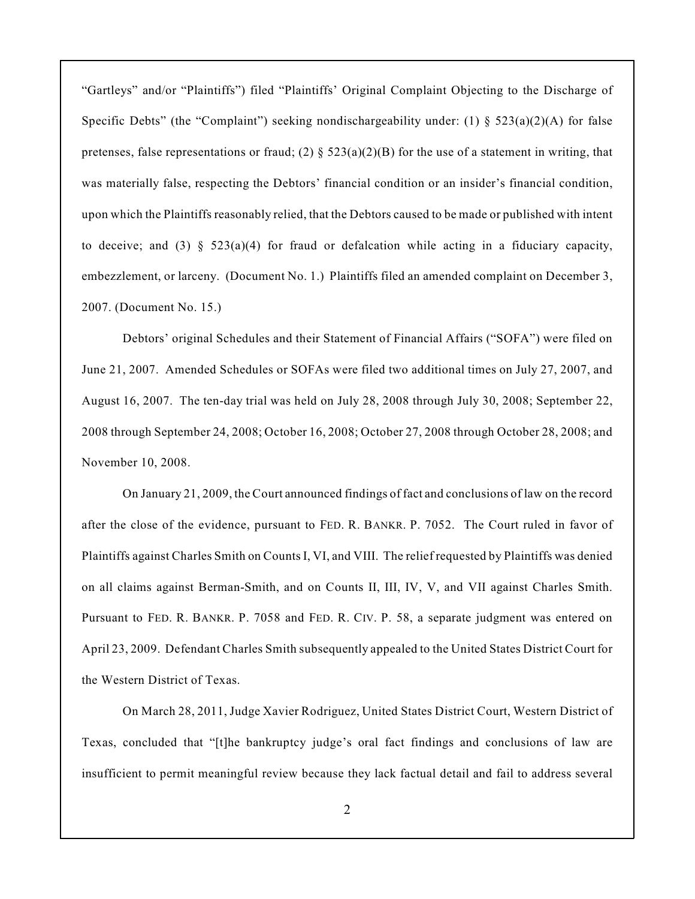"Gartleys" and/or "Plaintiffs") filed "Plaintiffs' Original Complaint Objecting to the Discharge of Specific Debts" (the "Complaint") seeking nondischargeability under: (1) § 523(a)(2)(A) for false pretenses, false representations or fraud; (2) § 523(a)(2)(B) for the use of a statement in writing, that was materially false, respecting the Debtors' financial condition or an insider's financial condition, upon which the Plaintiffs reasonably relied, that the Debtors caused to be made or published with intent to deceive; and (3) § 523(a)(4) for fraud or defalcation while acting in a fiduciary capacity, embezzlement, or larceny. (Document No. 1.) Plaintiffs filed an amended complaint on December 3, 2007. (Document No. 15.)

Debtors' original Schedules and their Statement of Financial Affairs ("SOFA") were filed on June 21, 2007. Amended Schedules or SOFAs were filed two additional times on July 27, 2007, and August 16, 2007. The ten-day trial was held on July 28, 2008 through July 30, 2008; September 22, 2008 through September 24, 2008; October 16, 2008; October 27, 2008 through October 28, 2008; and November 10, 2008.

On January 21, 2009, the Court announced findings of fact and conclusions of law on the record after the close of the evidence, pursuant to FED. R. BANKR. P. 7052. The Court ruled in favor of Plaintiffs against Charles Smith on Counts I, VI, and VIII. The relief requested by Plaintiffs was denied on all claims against Berman-Smith, and on Counts II, III, IV, V, and VII against Charles Smith. Pursuant to FED. R. BANKR. P. 7058 and FED. R. CIV. P. 58, a separate judgment was entered on April 23, 2009. Defendant Charles Smith subsequently appealed to the United States District Court for the Western District of Texas.

On March 28, 2011, Judge Xavier Rodriguez, United States District Court, Western District of Texas, concluded that "[t]he bankruptcy judge's oral fact findings and conclusions of law are insufficient to permit meaningful review because they lack factual detail and fail to address several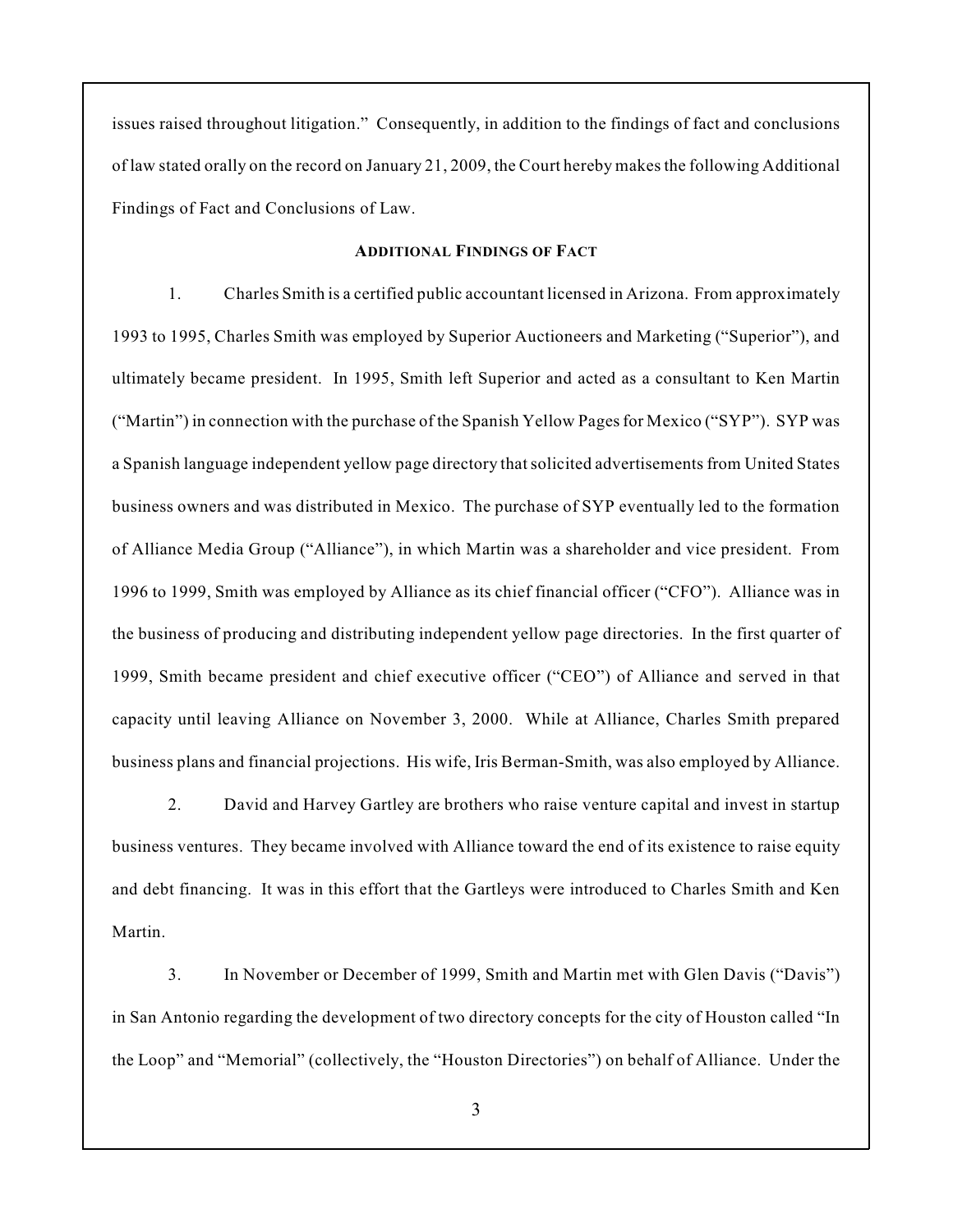issues raised throughout litigation." Consequently, in addition to the findings of fact and conclusions of law stated orally on the record on January 21, 2009, the Court hereby makes the following Additional Findings of Fact and Conclusions of Law.

## ADDITIONAL FINDINGS OF FACT

1. Charles Smith is a certified public accountant licensed in Arizona. From approximately 1993 to 1995, Charles Smith was employed by Superior Auctioneers and Marketing ("Superior"), and ultimately became president. In 1995, Smith left Superior and acted as a consultant to Ken Martin ("Martin") in connection with the purchase of the Spanish Yellow Pages for Mexico ("SYP"). SYP was a Spanish language independent yellow page directory that solicited advertisements from United States business owners and was distributed in Mexico. The purchase of SYP eventually led to the formation of Alliance Media Group ("Alliance"), in which Martin was a shareholder and vice president. From 1996 to 1999, Smith was employed by Alliance as its chief financial officer ("CFO"). Alliance was in the business of producing and distributing independent yellow page directories. In the first quarter of 1999, Smith became president and chief executive officer ("CEO") of Alliance and served in that capacity until leaving Alliance on November 3, 2000. While at Alliance, Charles Smith prepared business plans and financial projections. His wife, Iris Berman-Smith, was also employed by Alliance.

2. David and Harvey Gartley are brothers who raise venture capital and invest in startup business ventures. They became involved with Alliance toward the end of its existence to raise equity and debt financing. It was in this effort that the Gartleys were introduced to Charles Smith and Ken Martin.

3. In November or December of 1999, Smith and Martin met with Glen Davis ("Davis") in San Antonio regarding the development of two directory concepts for the city of Houston called "In the Loop" and "Memorial" (collectively, the "Houston Directories") on behalf of Alliance. Under the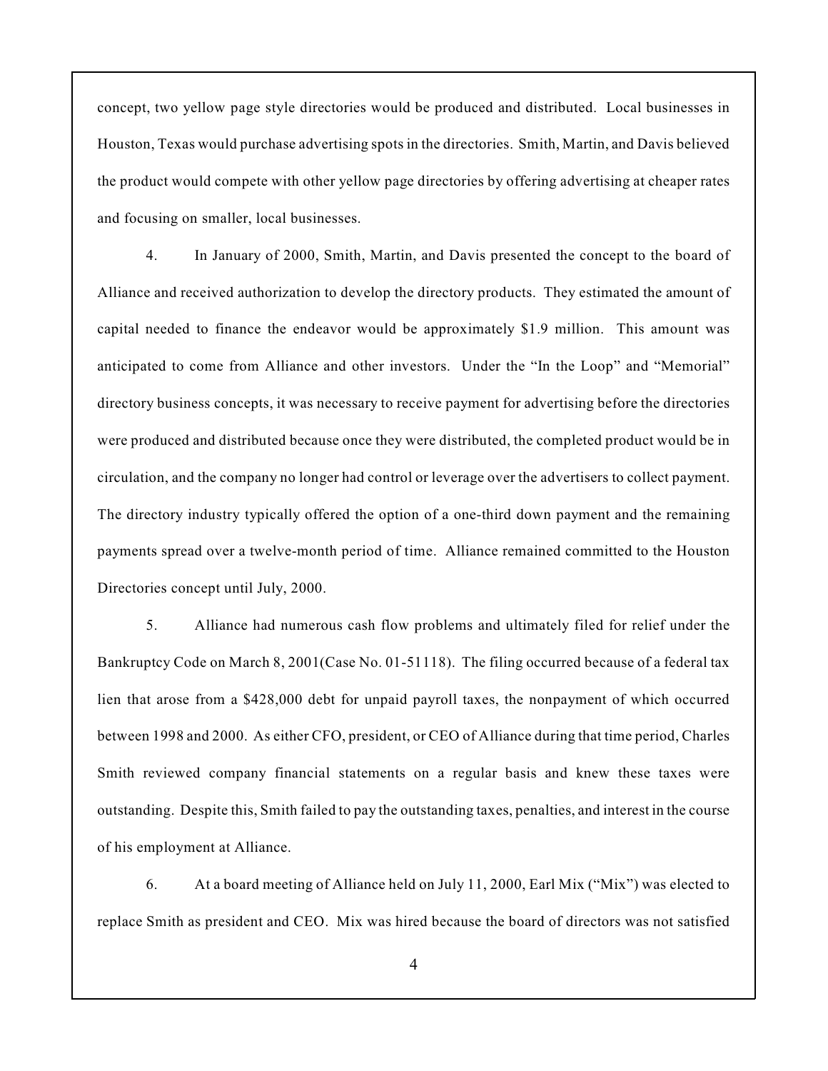concept, two yellow page style directories would be produced and distributed. Local businesses in Houston, Texas would purchase advertising spots in the directories. Smith, Martin, and Davis believed the product would compete with other yellow page directories by offering advertising at cheaper rates and focusing on smaller, local businesses.

4. In January of 2000, Smith, Martin, and Davis presented the concept to the board of Alliance and received authorization to develop the directory products. They estimated the amount of capital needed to finance the endeavor would be approximately $1.9 million. This amount was anticipated to come from Alliance and other investors. Under the "In the Loop" and "Memorial" directory business concepts, it was necessary to receive payment for advertising before the directories were produced and distributed because once they were distributed, the completed product would be in circulation, and the company no longer had control or leverage over the advertisers to collect payment. The directory industry typically offered the option of a one-third down payment and the remaining payments spread over a twelve-month period of time. Alliance remained committed to the Houston Directories concept until July, 2000.

5. Alliance had numerous cash flow problems and ultimately filed for relief under the Bankruptcy Code on March 8, 2001(Case No. 01-51118). The filing occurred because of a federal tax lien that arose from a $428,000 debt for unpaid payroll taxes, the nonpayment of which occurred between 1998 and 2000. As either CFO, president, or CEO of Alliance during that time period, Charles Smith reviewed company financial statements on a regular basis and knew these taxes were outstanding. Despite this, Smith failed to pay the outstanding taxes, penalties, and interest in the course of his employment at Alliance.

6. At a board meeting of Alliance held on July 11, 2000, Earl Mix ("Mix") was elected to replace Smith as president and CEO. Mix was hired because the board of directors was not satisfied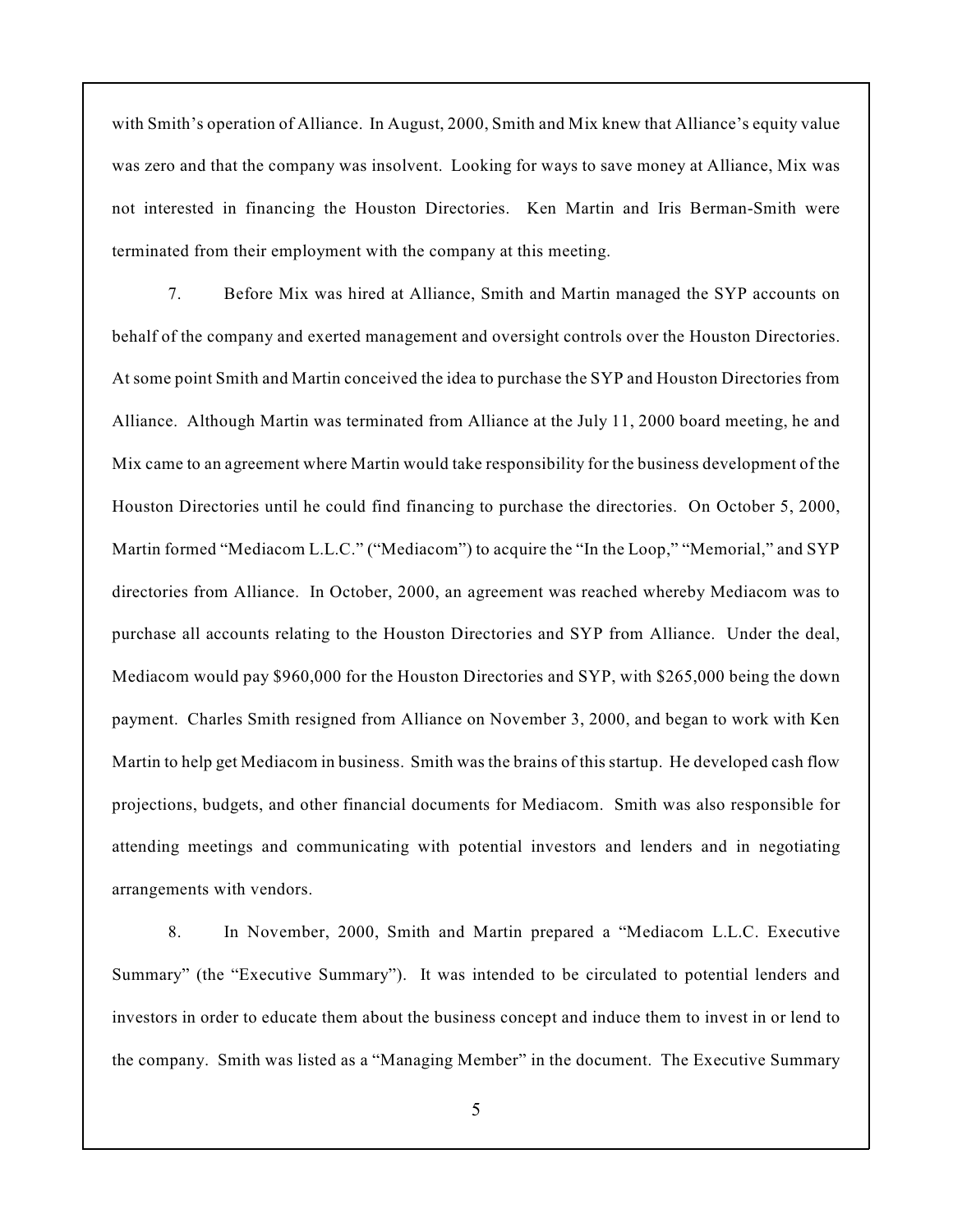with Smith's operation of Alliance. In August, 2000, Smith and Mix knew that Alliance's equity value was zero and that the company was insolvent. Looking for ways to save money at Alliance, Mix was not interested in financing the Houston Directories. Ken Martin and Iris Berman-Smith were terminated from their employment with the company at this meeting.

7. Before Mix was hired at Alliance, Smith and Martin managed the SYP accounts on behalf of the company and exerted management and oversight controls over the Houston Directories. At some point Smith and Martin conceived the idea to purchase the SYP and Houston Directories from Alliance. Although Martin was terminated from Alliance at the July 11, 2000 board meeting, he and Mix came to an agreement where Martin would take responsibility for the business development of the Houston Directories until he could find financing to purchase the directories. On October 5, 2000, Martin formed "Mediacom L.L.C." ("Mediacom") to acquire the "In the Loop," "Memorial," and SYP directories from Alliance. In October, 2000, an agreement was reached whereby Mediacom was to purchase all accounts relating to the Houston Directories and SYP from Alliance. Under the deal, Mediacom would pay $960,000 for the Houston Directories and SYP, with $265,000 being the down payment. Charles Smith resigned from Alliance on November 3, 2000, and began to work with Ken Martin to help get Mediacom in business. Smith was the brains of this startup. He developed cash flow projections, budgets, and other financial documents for Mediacom. Smith was also responsible for attending meetings and communicating with potential investors and lenders and in negotiating arrangements with vendors.

8. In November, 2000, Smith and Martin prepared a "Mediacom L.L.C. Executive Summary" (the "Executive Summary"). It was intended to be circulated to potential lenders and investors in order to educate them about the business concept and induce them to invest in or lend to the company. Smith was listed as a "Managing Member" in the document. The Executive Summary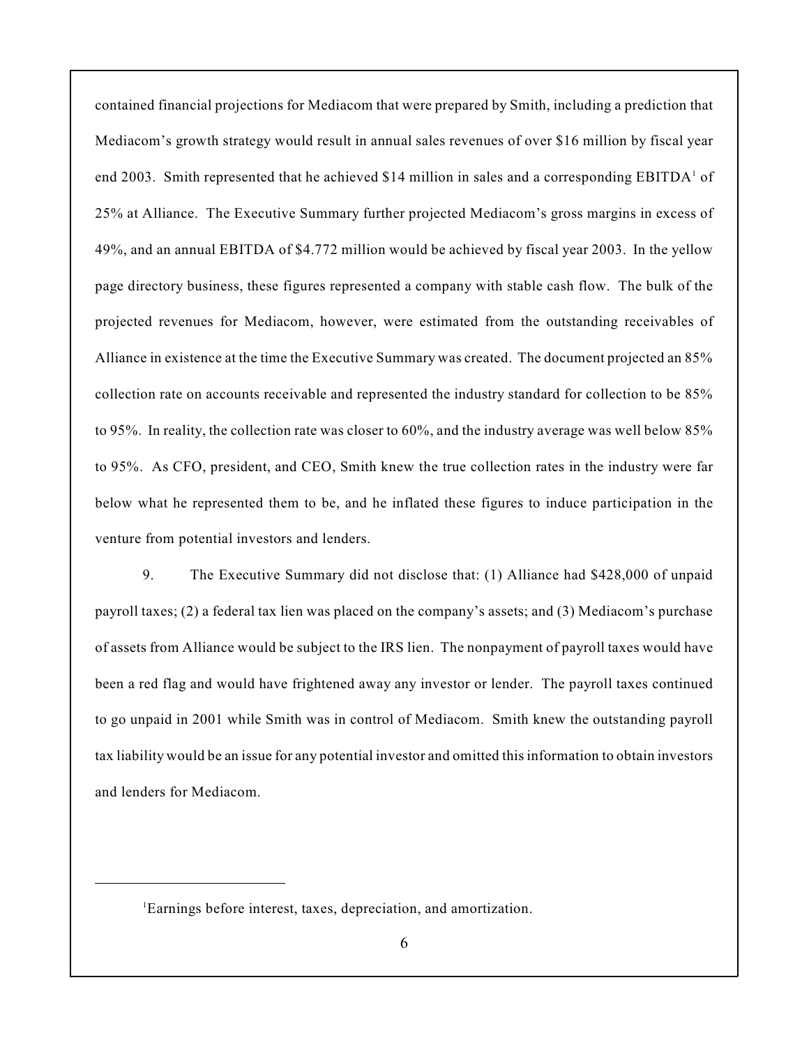contained financial projections for Mediacom that were prepared by Smith, including a prediction that Mediacom's growth strategy would result in annual sales revenues of over $16 million by fiscal year end 2003. Smith represented that he achieved $14 million in sales and a corresponding EBITDA[1] of 25% at Alliance. The Executive Summary further projected Mediacom's gross margins in excess of 49%, and an annual EBITDA of $4.772 million would be achieved by fiscal year 2003. In the yellow page directory business, these figures represented a company with stable cash flow. The bulk of the projected revenues for Mediacom, however, were estimated from the outstanding receivables of Alliance in existence at the time the Executive Summary was created. The document projected an 85% collection rate on accounts receivable and represented the industry standard for collection to be 85% to 95%. In reality, the collection rate was closer to 60%, and the industry average was well below 85% to 95%. As CFO, president, and CEO, Smith knew the true collection rates in the industry were far below what he represented them to be, and he inflated these figures to induce participation in the venture from potential investors and lenders.

9. The Executive Summary did not disclose that: (1) Alliance had $428,000 of unpaid payroll taxes; (2) a federal tax lien was placed on the company's assets; and (3) Mediacom's purchase of assets from Alliance would be subject to the IRS lien. The nonpayment of payroll taxes would have been a red flag and would have frightened away any investor or lender. The payroll taxes continued to go unpaid in 2001 while Smith was in control of Mediacom. Smith knew the outstanding payroll tax liability would be an issue for any potential investor and omitted this information to obtain investors and lenders for Mediacom.

---

[1] Earnings before interest, taxes, depreciation, and amortization.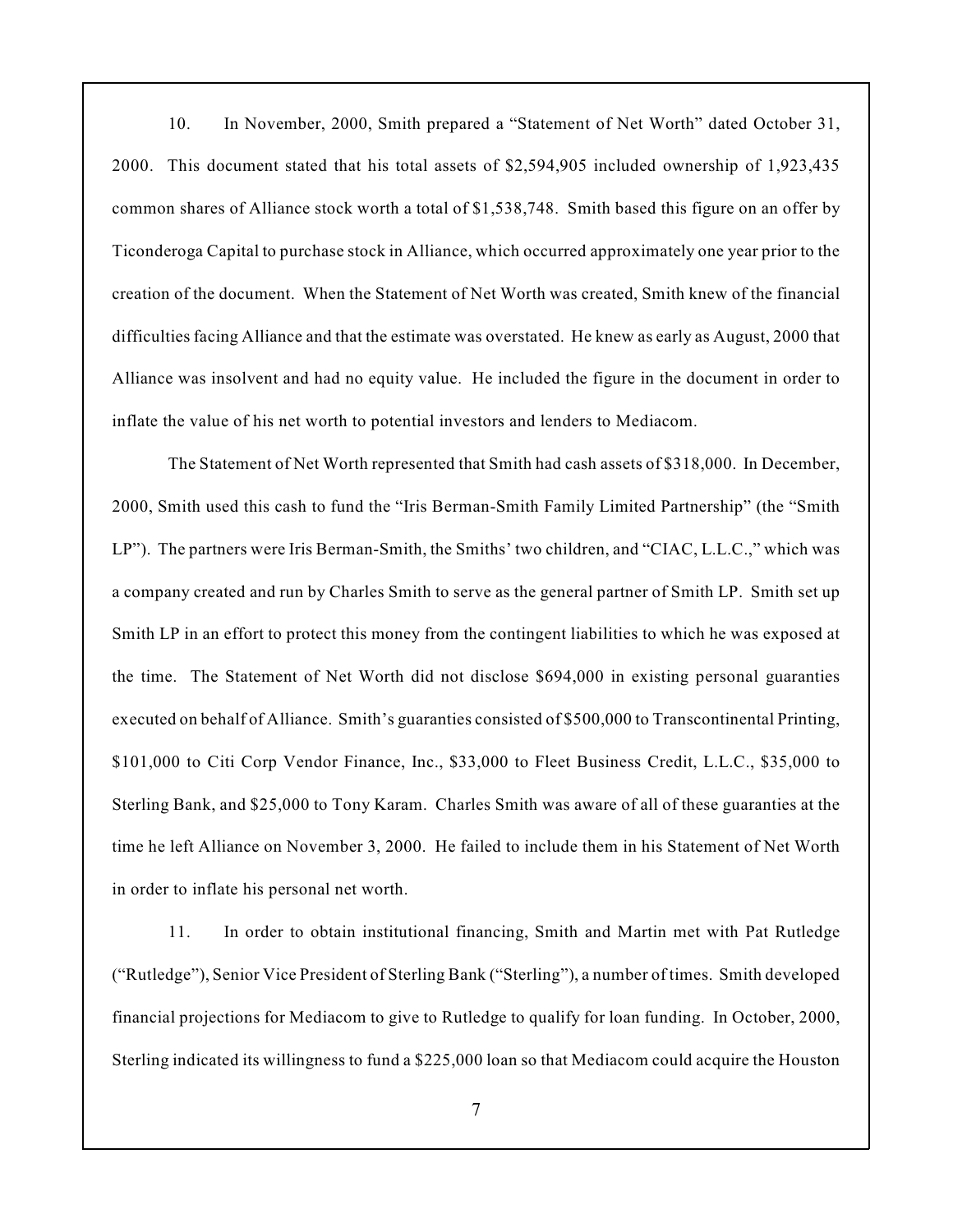10. In November, 2000, Smith prepared a "Statement of Net Worth" dated October 31, 2000. This document stated that his total assets of $2,594,905 included ownership of 1,923,435 common shares of Alliance stock worth a total of $1,538,748. Smith based this figure on an offer by Ticonderoga Capital to purchase stock in Alliance, which occurred approximately one year prior to the creation of the document. When the Statement of Net Worth was created, Smith knew of the financial difficulties facing Alliance and that the estimate was overstated. He knew as early as August, 2000 that Alliance was insolvent and had no equity value. He included the figure in the document in order to inflate the value of his net worth to potential investors and lenders to Mediacom.

The Statement of Net Worth represented that Smith had cash assets of $318,000. In December, 2000, Smith used this cash to fund the "Iris Berman-Smith Family Limited Partnership" (the "Smith LP"). The partners were Iris Berman-Smith, the Smiths' two children, and "CIAC, L.L.C.," which was a company created and run by Charles Smith to serve as the general partner of Smith LP. Smith set up Smith LP in an effort to protect this money from the contingent liabilities to which he was exposed at the time. The Statement of Net Worth did not disclose $694,000 in existing personal guaranties executed on behalf of Alliance. Smith's guaranties consisted of $500,000 to Transcontinental Printing, $101,000 to Citi Corp Vendor Finance, Inc., $33,000 to Fleet Business Credit, L.L.C., $35,000 to Sterling Bank, and $25,000 to Tony Karam. Charles Smith was aware of all of these guaranties at the time he left Alliance on November 3, 2000. He failed to include them in his Statement of Net Worth in order to inflate his personal net worth.

11. In order to obtain institutional financing, Smith and Martin met with Pat Rutledge ("Rutledge"), Senior Vice President of Sterling Bank ("Sterling"), a number of times. Smith developed financial projections for Mediacom to give to Rutledge to qualify for loan funding. In October, 2000, Sterling indicated its willingness to fund a $225,000 loan so that Mediacom could acquire the Houston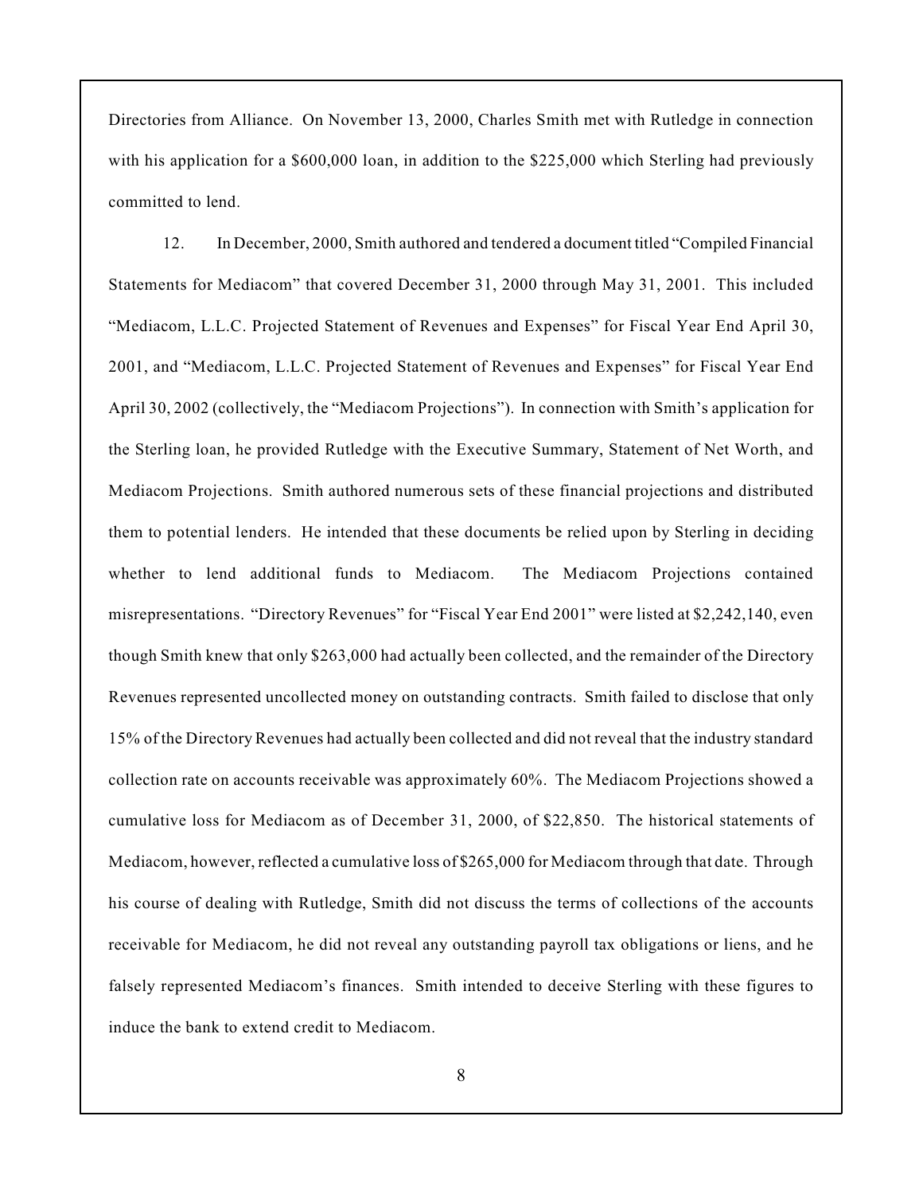Directories from Alliance. On November 13, 2000, Charles Smith met with Rutledge in connection with his application for a $600,000 loan, in addition to the $225,000 which Sterling had previously committed to lend.

12. In December, 2000, Smith authored and tendered a document titled "Compiled Financial Statements for Mediacom" that covered December 31, 2000 through May 31, 2001. This included "Mediacom, L.L.C. Projected Statement of Revenues and Expenses" for Fiscal Year End April 30, 2001, and "Mediacom, L.L.C. Projected Statement of Revenues and Expenses" for Fiscal Year End April 30, 2002 (collectively, the "Mediacom Projections"). In connection with Smith's application for the Sterling loan, he provided Rutledge with the Executive Summary, Statement of Net Worth, and Mediacom Projections. Smith authored numerous sets of these financial projections and distributed them to potential lenders. He intended that these documents be relied upon by Sterling in deciding whether to lend additional funds to Mediacom. The Mediacom Projections contained misrepresentations. "Directory Revenues" for "Fiscal Year End 2001" were listed at $2,242,140, even though Smith knew that only $263,000 had actually been collected, and the remainder of the Directory Revenues represented uncollected money on outstanding contracts. Smith failed to disclose that only 15% of the Directory Revenues had actually been collected and did not reveal that the industry standard collection rate on accounts receivable was approximately 60%. The Mediacom Projections showed a cumulative loss for Mediacom as of December 31, 2000, of $22,850. The historical statements of Mediacom, however, reflected a cumulative loss of $265,000 for Mediacom through that date. Through his course of dealing with Rutledge, Smith did not discuss the terms of collections of the accounts receivable for Mediacom, he did not reveal any outstanding payroll tax obligations or liens, and he falsely represented Mediacom's finances. Smith intended to deceive Sterling with these figures to induce the bank to extend credit to Mediacom.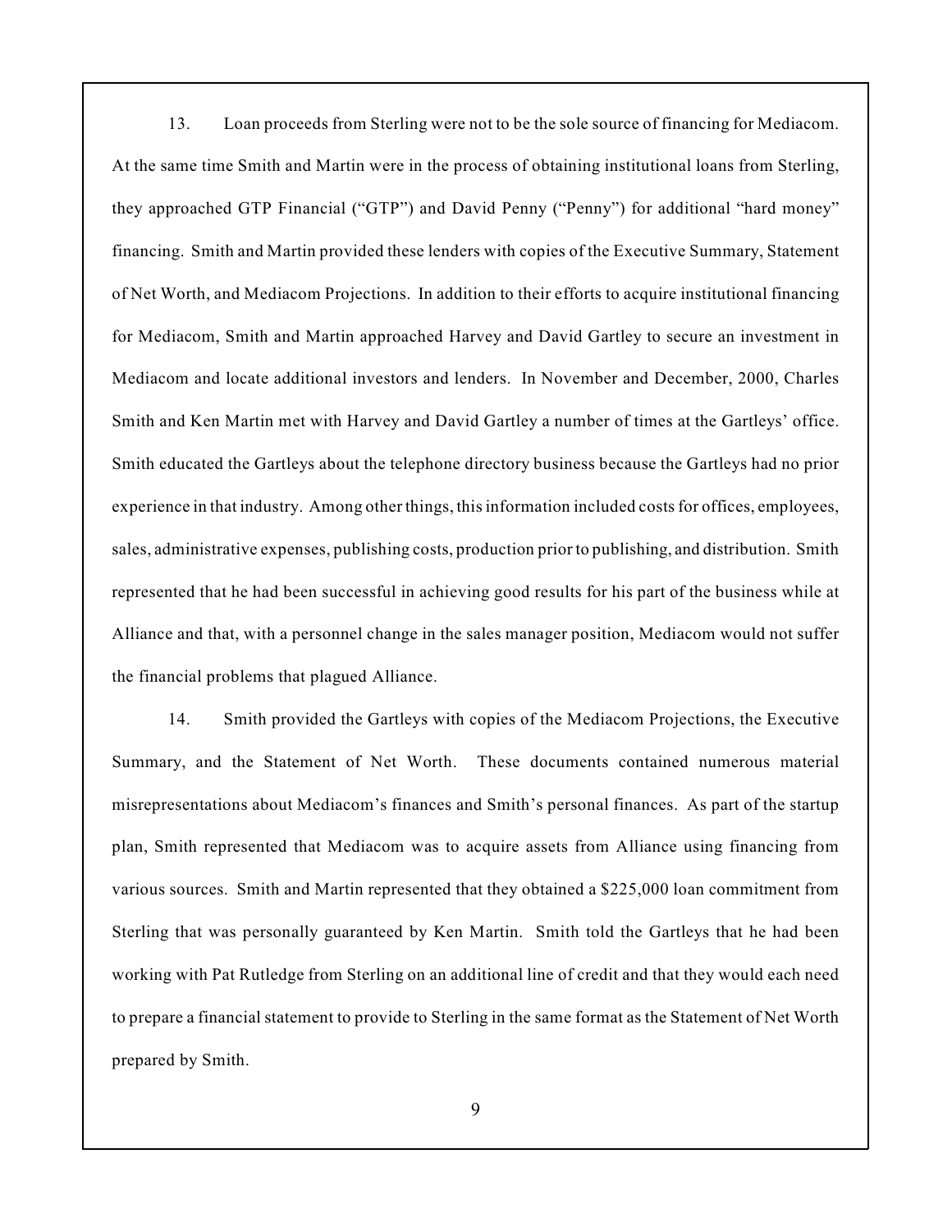13. Loan proceeds from Sterling were not to be the sole source of financing for Mediacom. At the same time Smith and Martin were in the process of obtaining institutional loans from Sterling, they approached GTP Financial ("GTP") and David Penny ("Penny") for additional "hard money" financing. Smith and Martin provided these lenders with copies of the Executive Summary, Statement of Net Worth, and Mediacom Projections. In addition to their efforts to acquire institutional financing for Mediacom, Smith and Martin approached Harvey and David Gartley to secure an investment in Mediacom and locate additional investors and lenders. In November and December, 2000, Charles Smith and Ken Martin met with Harvey and David Gartley a number of times at the Gartleys' office. Smith educated the Gartleys about the telephone directory business because the Gartleys had no prior experience in that industry. Among other things, this information included costs for offices, employees, sales, administrative expenses, publishing costs, production prior to publishing, and distribution. Smith represented that he had been successful in achieving good results for his part of the business while at Alliance and that, with a personnel change in the sales manager position, Mediacom would not suffer the financial problems that plagued Alliance.

14. Smith provided the Gartleys with copies of the Mediacom Projections, the Executive Summary, and the Statement of Net Worth. These documents contained numerous material misrepresentations about Mediacom's finances and Smith's personal finances. As part of the startup plan, Smith represented that Mediacom was to acquire assets from Alliance using financing from various sources. Smith and Martin represented that they obtained a $225,000 loan commitment from Sterling that was personally guaranteed by Ken Martin. Smith told the Gartleys that he had been working with Pat Rutledge from Sterling on an additional line of credit and that they would each need to prepare a financial statement to provide to Sterling in the same format as the Statement of Net Worth prepared by Smith.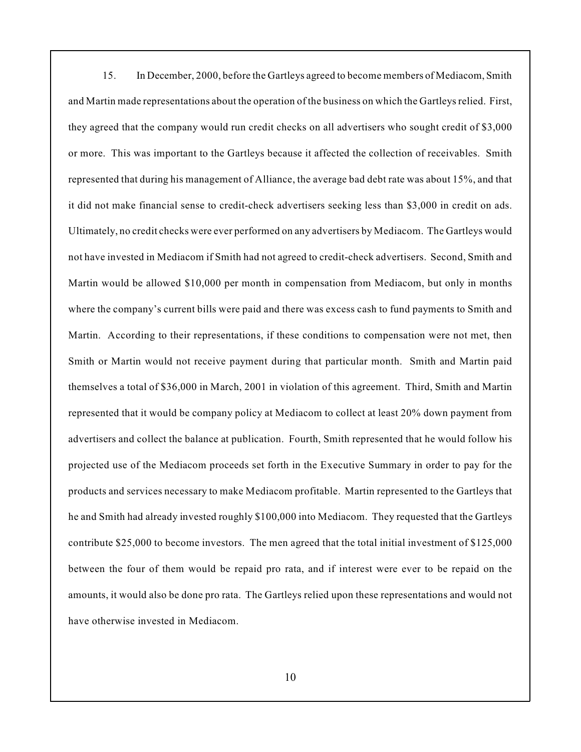15. In December, 2000, before the Gartleys agreed to become members of Mediacom, Smith and Martin made representations about the operation of the business on which the Gartleys relied. First, they agreed that the company would run credit checks on all advertisers who sought credit of $3,000 or more. This was important to the Gartleys because it affected the collection of receivables. Smith represented that during his management of Alliance, the average bad debt rate was about 15%, and that it did not make financial sense to credit-check advertisers seeking less than $3,000 in credit on ads. Ultimately, no credit checks were ever performed on any advertisers by Mediacom. The Gartleys would not have invested in Mediacom if Smith had not agreed to credit-check advertisers. Second, Smith and Martin would be allowed $10,000 per month in compensation from Mediacom, but only in months where the company's current bills were paid and there was excess cash to fund payments to Smith and Martin. According to their representations, if these conditions to compensation were not met, then Smith or Martin would not receive payment during that particular month. Smith and Martin paid themselves a total of $36,000 in March, 2001 in violation of this agreement. Third, Smith and Martin represented that it would be company policy at Mediacom to collect at least 20% down payment from advertisers and collect the balance at publication. Fourth, Smith represented that he would follow his projected use of the Mediacom proceeds set forth in the Executive Summary in order to pay for the products and services necessary to make Mediacom profitable. Martin represented to the Gartleys that he and Smith had already invested roughly $100,000 into Mediacom. They requested that the Gartleys contribute $25,000 to become investors. The men agreed that the total initial investment of $125,000 between the four of them would be repaid pro rata, and if interest were ever to be repaid on the amounts, it would also be done pro rata. The Gartleys relied upon these representations and would not have otherwise invested in Mediacom.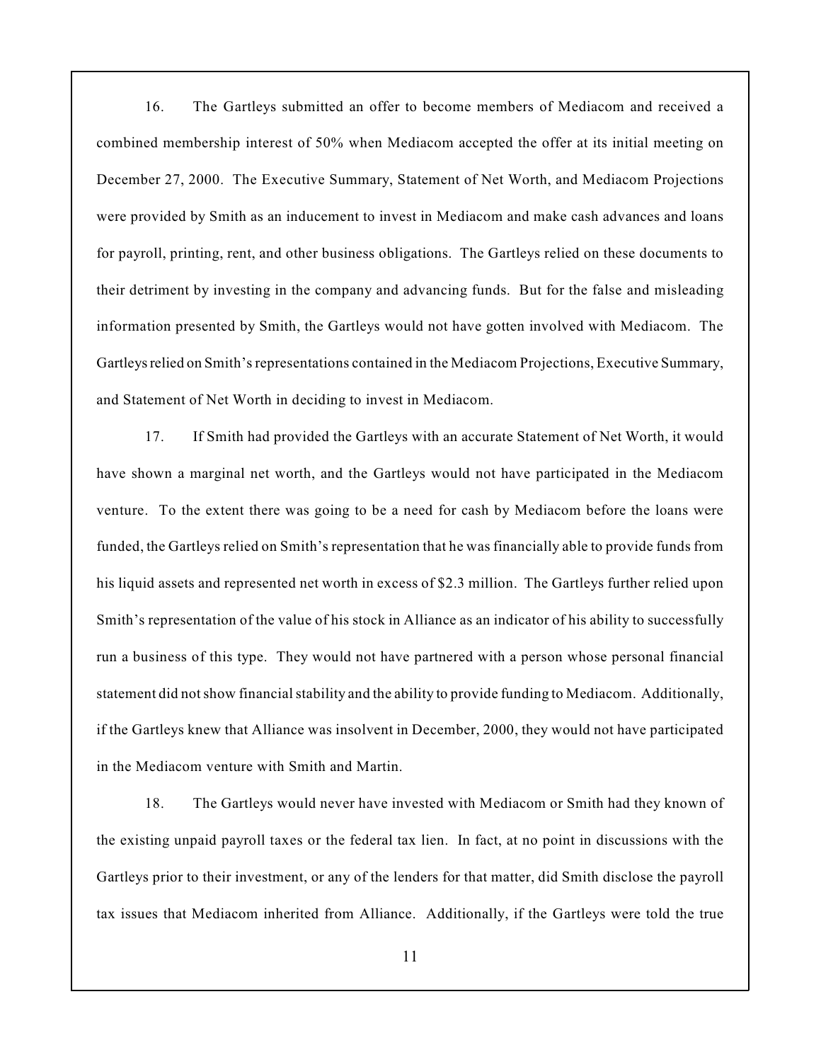16. The Gartleys submitted an offer to become members of Mediacom and received a combined membership interest of 50% when Mediacom accepted the offer at its initial meeting on December 27, 2000. The Executive Summary, Statement of Net Worth, and Mediacom Projections were provided by Smith as an inducement to invest in Mediacom and make cash advances and loans for payroll, printing, rent, and other business obligations. The Gartleys relied on these documents to their detriment by investing in the company and advancing funds. But for the false and misleading information presented by Smith, the Gartleys would not have gotten involved with Mediacom. The Gartleys relied on Smith's representations contained in the Mediacom Projections, Executive Summary, and Statement of Net Worth in deciding to invest in Mediacom.

17. If Smith had provided the Gartleys with an accurate Statement of Net Worth, it would have shown a marginal net worth, and the Gartleys would not have participated in the Mediacom venture. To the extent there was going to be a need for cash by Mediacom before the loans were funded, the Gartleys relied on Smith's representation that he was financially able to provide funds from his liquid assets and represented net worth in excess of $2.3 million. The Gartleys further relied upon Smith's representation of the value of his stock in Alliance as an indicator of his ability to successfully run a business of this type. They would not have partnered with a person whose personal financial statement did not show financial stability and the ability to provide funding to Mediacom. Additionally, if the Gartleys knew that Alliance was insolvent in December, 2000, they would not have participated in the Mediacom venture with Smith and Martin.

18. The Gartleys would never have invested with Mediacom or Smith had they known of the existing unpaid payroll taxes or the federal tax lien. In fact, at no point in discussions with the Gartleys prior to their investment, or any of the lenders for that matter, did Smith disclose the payroll tax issues that Mediacom inherited from Alliance. Additionally, if the Gartleys were told the true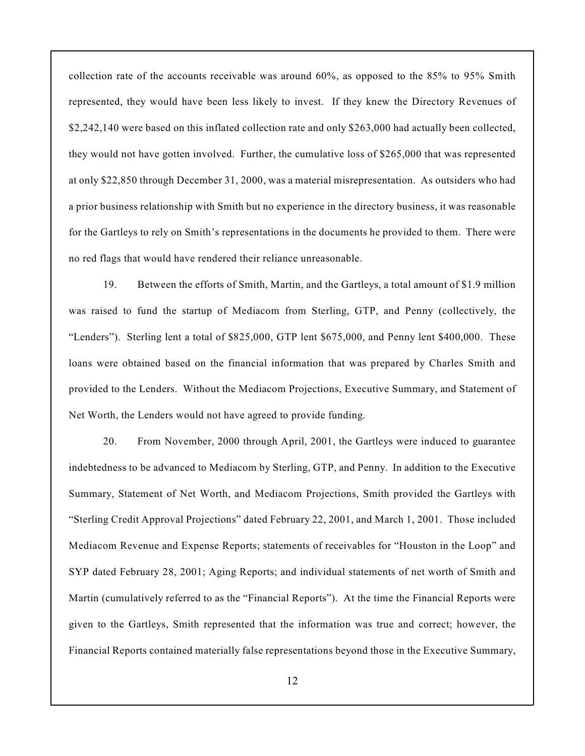collection rate of the accounts receivable was around 60%, as opposed to the 85% to 95% Smith represented, they would have been less likely to invest. If they knew the Directory Revenues of $2,242,140 were based on this inflated collection rate and only $263,000 had actually been collected, they would not have gotten involved. Further, the cumulative loss of $265,000 that was represented at only $22,850 through December 31, 2000, was a material misrepresentation. As outsiders who had a prior business relationship with Smith but no experience in the directory business, it was reasonable for the Gartleys to rely on Smith's representations in the documents he provided to them. There were no red flags that would have rendered their reliance unreasonable.

19. Between the efforts of Smith, Martin, and the Gartleys, a total amount of $1.9 million was raised to fund the startup of Mediacom from Sterling, GTP, and Penny (collectively, the "Lenders"). Sterling lent a total of $825,000, GTP lent $675,000, and Penny lent $400,000. These loans were obtained based on the financial information that was prepared by Charles Smith and provided to the Lenders. Without the Mediacom Projections, Executive Summary, and Statement of Net Worth, the Lenders would not have agreed to provide funding.

20. From November, 2000 through April, 2001, the Gartleys were induced to guarantee indebtedness to be advanced to Mediacom by Sterling, GTP, and Penny. In addition to the Executive Summary, Statement of Net Worth, and Mediacom Projections, Smith provided the Gartleys with "Sterling Credit Approval Projections" dated February 22, 2001, and March 1, 2001. Those included Mediacom Revenue and Expense Reports; statements of receivables for "Houston in the Loop" and SYP dated February 28, 2001; Aging Reports; and individual statements of net worth of Smith and Martin (cumulatively referred to as the "Financial Reports"). At the time the Financial Reports were given to the Gartleys, Smith represented that the information was true and correct; however, the Financial Reports contained materially false representations beyond those in the Executive Summary,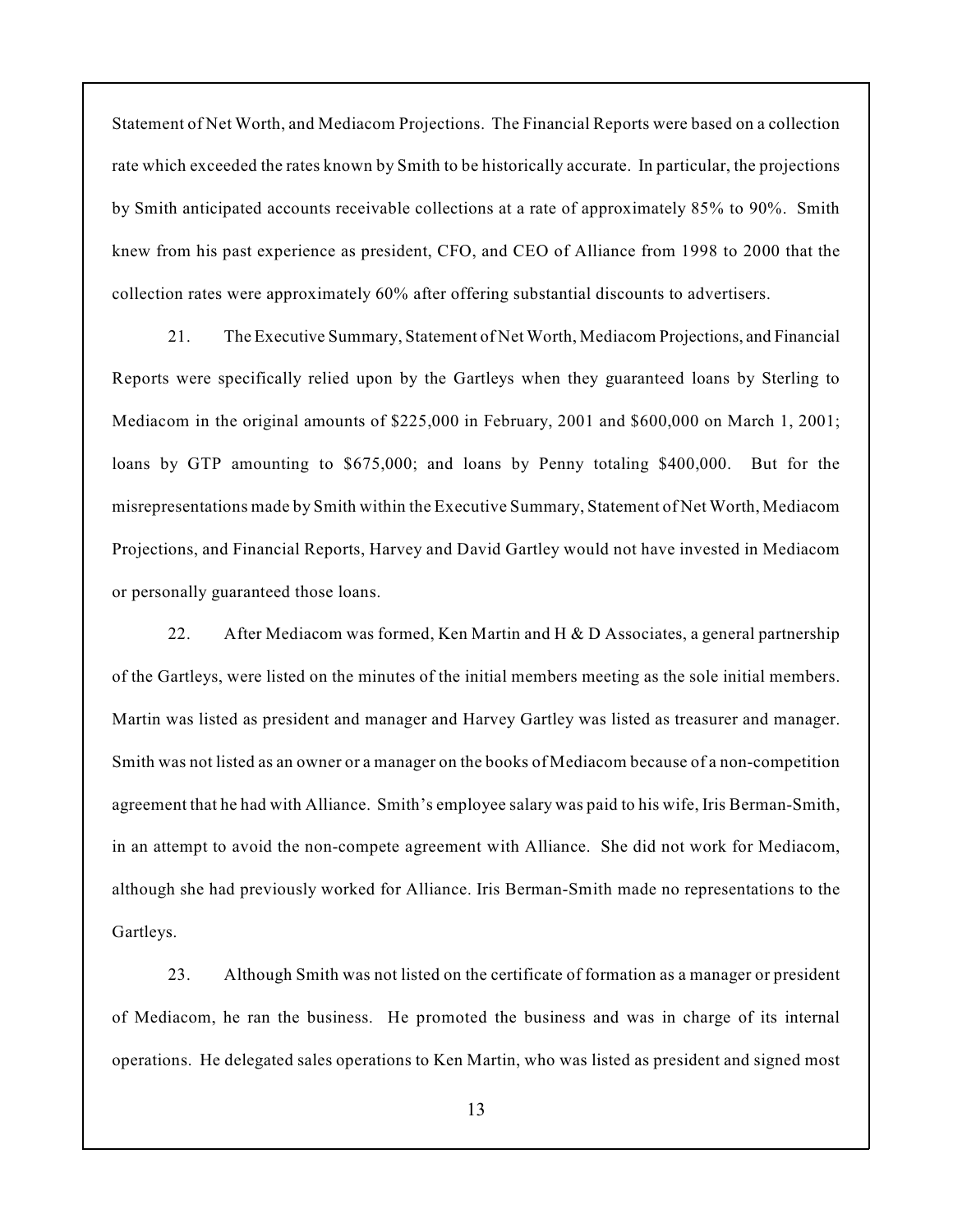Statement of Net Worth, and Mediacom Projections. The Financial Reports were based on a collection rate which exceeded the rates known by Smith to be historically accurate. In particular, the projections by Smith anticipated accounts receivable collections at a rate of approximately 85% to 90%. Smith knew from his past experience as president, CFO, and CEO of Alliance from 1998 to 2000 that the collection rates were approximately 60% after offering substantial discounts to advertisers.

21. The Executive Summary, Statement of Net Worth, Mediacom Projections, and Financial Reports were specifically relied upon by the Gartleys when they guaranteed loans by Sterling to Mediacom in the original amounts of $225,000 in February, 2001 and $600,000 on March 1, 2001; loans by GTP amounting to $675,000; and loans by Penny totaling $400,000. But for the misrepresentations made by Smith within the Executive Summary, Statement of Net Worth, Mediacom Projections, and Financial Reports, Harvey and David Gartley would not have invested in Mediacom or personally guaranteed those loans.

22. After Mediacom was formed, Ken Martin and H & D Associates, a general partnership of the Gartleys, were listed on the minutes of the initial members meeting as the sole initial members. Martin was listed as president and manager and Harvey Gartley was listed as treasurer and manager. Smith was not listed as an owner or a manager on the books of Mediacom because of a non-competition agreement that he had with Alliance. Smith's employee salary was paid to his wife, Iris Berman-Smith, in an attempt to avoid the non-compete agreement with Alliance. She did not work for Mediacom, although she had previously worked for Alliance. Iris Berman-Smith made no representations to the Gartleys.

23. Although Smith was not listed on the certificate of formation as a manager or president of Mediacom, he ran the business. He promoted the business and was in charge of its internal operations. He delegated sales operations to Ken Martin, who was listed as president and signed most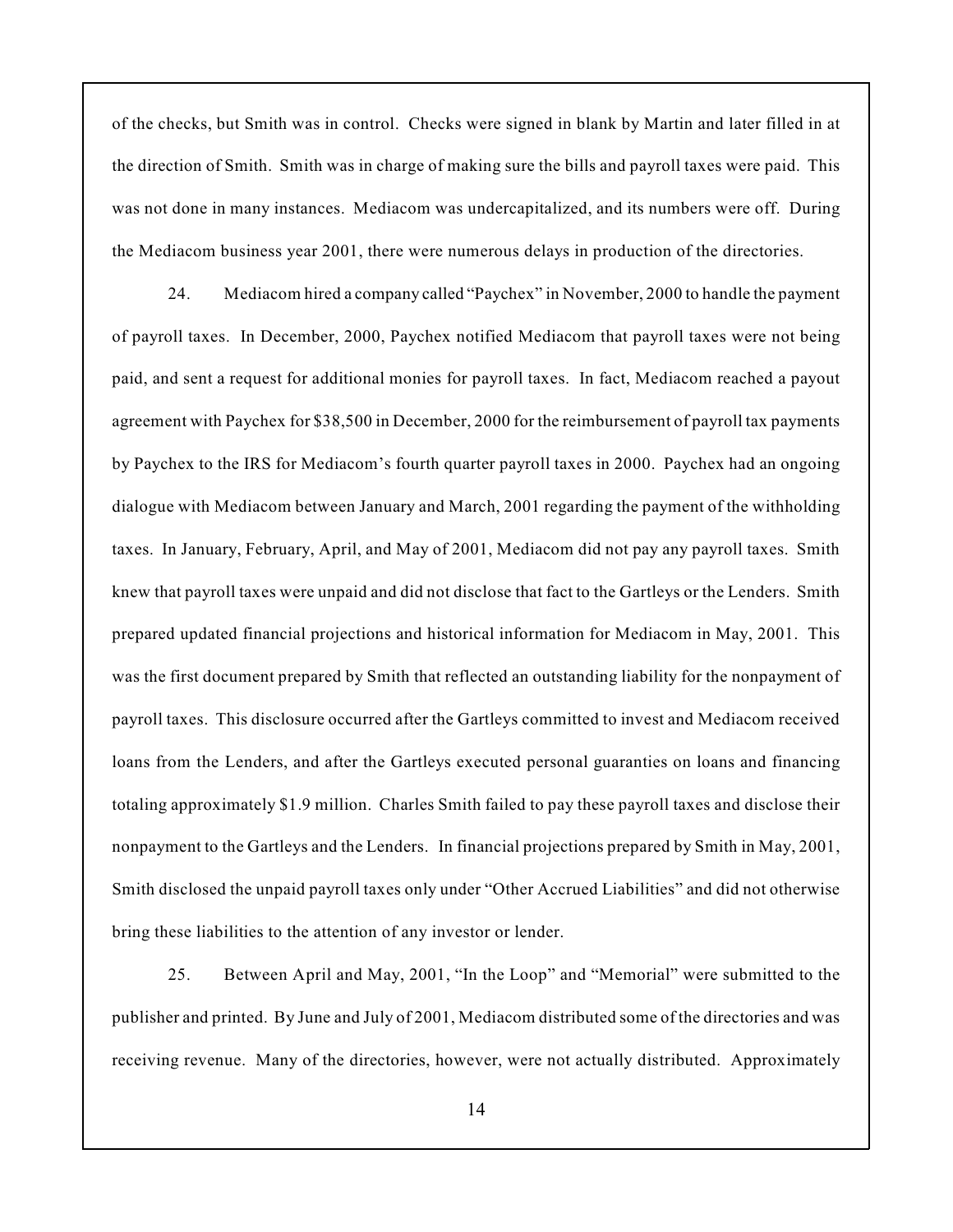of the checks, but Smith was in control. Checks were signed in blank by Martin and later filled in at the direction of Smith. Smith was in charge of making sure the bills and payroll taxes were paid. This was not done in many instances. Mediacom was undercapitalized, and its numbers were off. During the Mediacom business year 2001, there were numerous delays in production of the directories.

24. Mediacom hired a company called "Paychex" in November, 2000 to handle the payment of payroll taxes. In December, 2000, Paychex notified Mediacom that payroll taxes were not being paid, and sent a request for additional monies for payroll taxes. In fact, Mediacom reached a payout agreement with Paychex for $38,500 in December, 2000 for the reimbursement of payroll tax payments by Paychex to the IRS for Mediacom's fourth quarter payroll taxes in 2000. Paychex had an ongoing dialogue with Mediacom between January and March, 2001 regarding the payment of the withholding taxes. In January, February, April, and May of 2001, Mediacom did not pay any payroll taxes. Smith knew that payroll taxes were unpaid and did not disclose that fact to the Gartleys or the Lenders. Smith prepared updated financial projections and historical information for Mediacom in May, 2001. This was the first document prepared by Smith that reflected an outstanding liability for the nonpayment of payroll taxes. This disclosure occurred after the Gartleys committed to invest and Mediacom received loans from the Lenders, and after the Gartleys executed personal guaranties on loans and financing totaling approximately $1.9 million. Charles Smith failed to pay these payroll taxes and disclose their nonpayment to the Gartleys and the Lenders. In financial projections prepared by Smith in May, 2001, Smith disclosed the unpaid payroll taxes only under "Other Accrued Liabilities" and did not otherwise bring these liabilities to the attention of any investor or lender.

25. Between April and May, 2001, "In the Loop" and "Memorial" were submitted to the publisher and printed. By June and July of 2001, Mediacom distributed some of the directories and was receiving revenue. Many of the directories, however, were not actually distributed. Approximately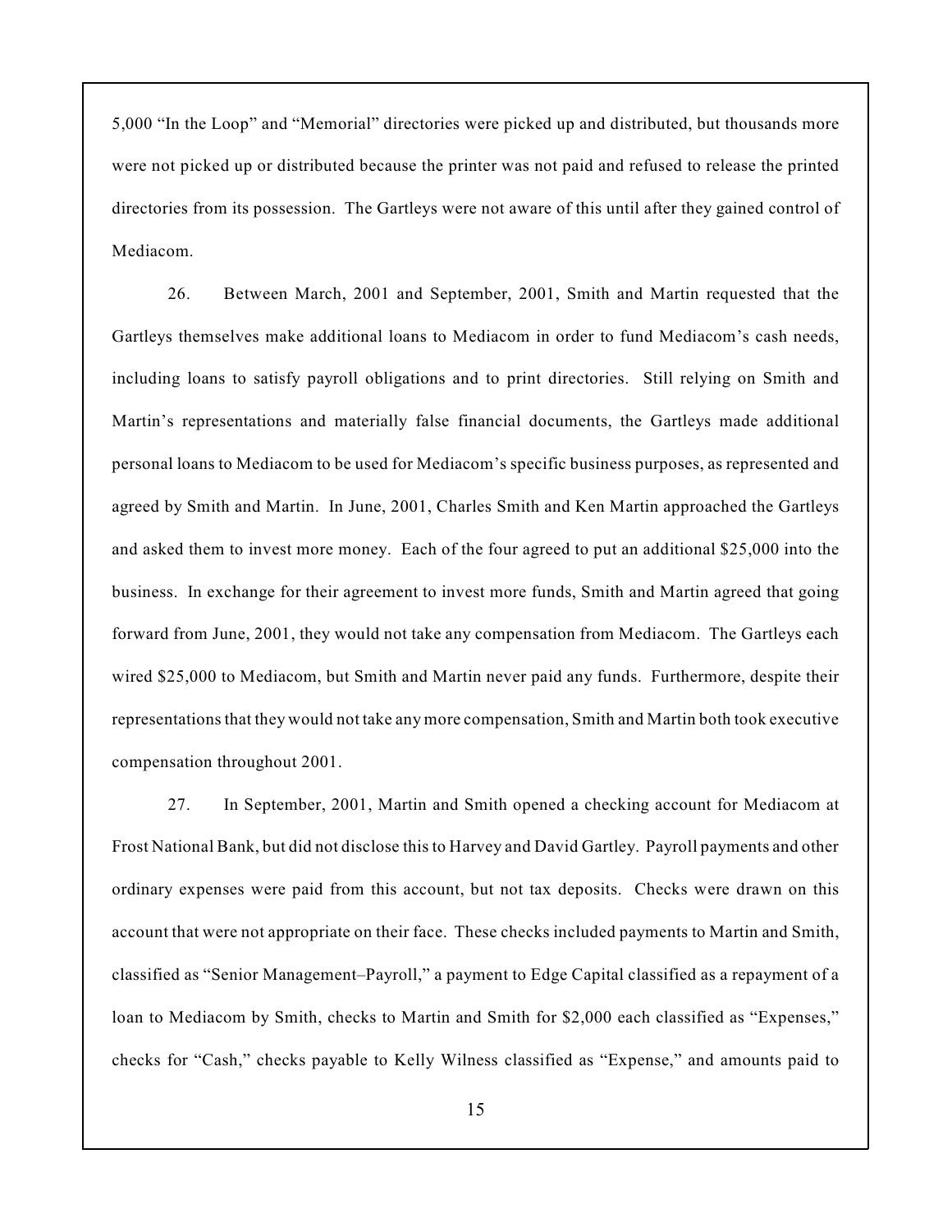5,000 "In the Loop" and "Memorial" directories were picked up and distributed, but thousands more were not picked up or distributed because the printer was not paid and refused to release the printed directories from its possession. The Gartleys were not aware of this until after they gained control of Mediacom.

26. Between March, 2001 and September, 2001, Smith and Martin requested that the Gartleys themselves make additional loans to Mediacom in order to fund Mediacom's cash needs, including loans to satisfy payroll obligations and to print directories. Still relying on Smith and Martin's representations and materially false financial documents, the Gartleys made additional personal loans to Mediacom to be used for Mediacom's specific business purposes, as represented and agreed by Smith and Martin. In June, 2001, Charles Smith and Ken Martin approached the Gartleys and asked them to invest more money. Each of the four agreed to put an additional $25,000 into the business. In exchange for their agreement to invest more funds, Smith and Martin agreed that going forward from June, 2001, they would not take any compensation from Mediacom. The Gartleys each wired $25,000 to Mediacom, but Smith and Martin never paid any funds. Furthermore, despite their representations that they would not take any more compensation, Smith and Martin both took executive compensation throughout 2001.

27. In September, 2001, Martin and Smith opened a checking account for Mediacom at Frost National Bank, but did not disclose this to Harvey and David Gartley. Payroll payments and other ordinary expenses were paid from this account, but not tax deposits. Checks were drawn on this account that were not appropriate on their face. These checks included payments to Martin and Smith, classified as "Senior Management–Payroll," a payment to Edge Capital classified as a repayment of a loan to Mediacom by Smith, checks to Martin and Smith for $2,000 each classified as "Expenses," checks for "Cash," checks payable to Kelly Wilness classified as "Expense," and amounts paid to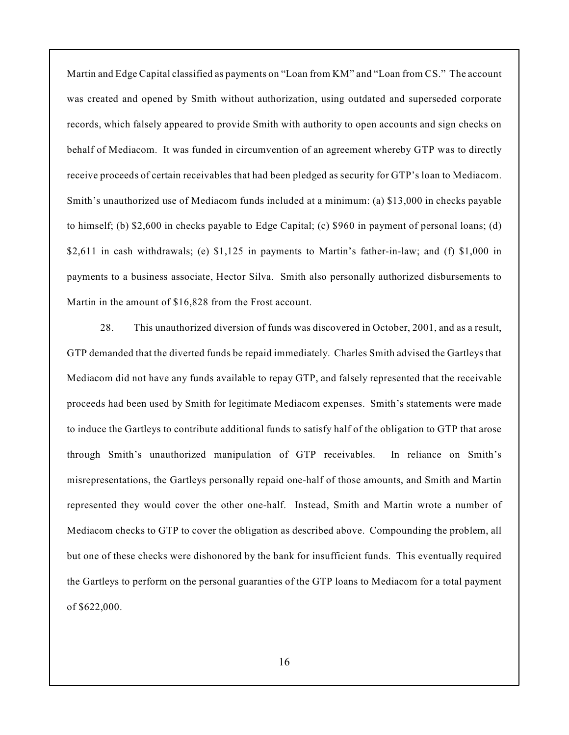Martin and Edge Capital classified as payments on "Loan from KM" and "Loan from CS." The account was created and opened by Smith without authorization, using outdated and superseded corporate records, which falsely appeared to provide Smith with authority to open accounts and sign checks on behalf of Mediacom. It was funded in circumvention of an agreement whereby GTP was to directly receive proceeds of certain receivables that had been pledged as security for GTP's loan to Mediacom. Smith's unauthorized use of Mediacom funds included at a minimum: (a) $13,000 in checks payable to himself; (b) $2,600 in checks payable to Edge Capital; (c) $960 in payment of personal loans; (d) $2,611 in cash withdrawals; (e) $1,125 in payments to Martin's father-in-law; and (f) $1,000 in payments to a business associate, Hector Silva. Smith also personally authorized disbursements to Martin in the amount of $16,828 from the Frost account.

28. This unauthorized diversion of funds was discovered in October, 2001, and as a result, GTP demanded that the diverted funds be repaid immediately. Charles Smith advised the Gartleys that Mediacom did not have any funds available to repay GTP, and falsely represented that the receivable proceeds had been used by Smith for legitimate Mediacom expenses. Smith's statements were made to induce the Gartleys to contribute additional funds to satisfy half of the obligation to GTP that arose through Smith's unauthorized manipulation of GTP receivables. In reliance on Smith's misrepresentations, the Gartleys personally repaid one-half of those amounts, and Smith and Martin represented they would cover the other one-half. Instead, Smith and Martin wrote a number of Mediacom checks to GTP to cover the obligation as described above. Compounding the problem, all but one of these checks were dishonored by the bank for insufficient funds. This eventually required the Gartleys to perform on the personal guaranties of the GTP loans to Mediacom for a total payment of $622,000.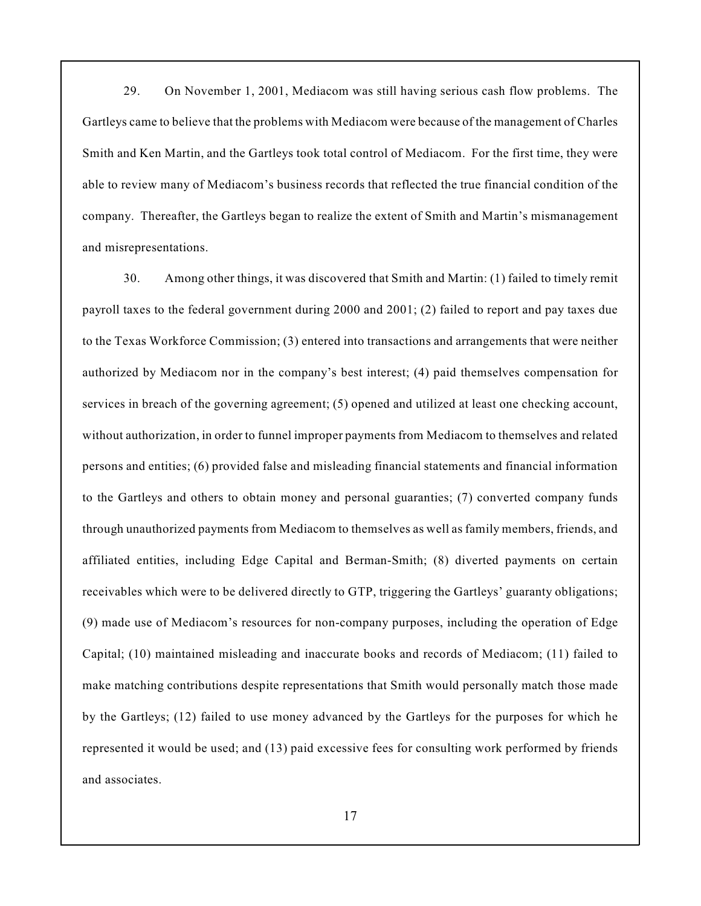29. On November 1, 2001, Mediacom was still having serious cash flow problems. The Gartleys came to believe that the problems with Mediacom were because of the management of Charles Smith and Ken Martin, and the Gartleys took total control of Mediacom. For the first time, they were able to review many of Mediacom's business records that reflected the true financial condition of the company. Thereafter, the Gartleys began to realize the extent of Smith and Martin's mismanagement and misrepresentations.

30. Among other things, it was discovered that Smith and Martin: (1) failed to timely remit payroll taxes to the federal government during 2000 and 2001; (2) failed to report and pay taxes due to the Texas Workforce Commission; (3) entered into transactions and arrangements that were neither authorized by Mediacom nor in the company's best interest; (4) paid themselves compensation for services in breach of the governing agreement; (5) opened and utilized at least one checking account, without authorization, in order to funnel improper payments from Mediacom to themselves and related persons and entities; (6) provided false and misleading financial statements and financial information to the Gartleys and others to obtain money and personal guaranties; (7) converted company funds through unauthorized payments from Mediacom to themselves as well as family members, friends, and affiliated entities, including Edge Capital and Berman-Smith; (8) diverted payments on certain receivables which were to be delivered directly to GTP, triggering the Gartleys' guaranty obligations; (9) made use of Mediacom's resources for non-company purposes, including the operation of Edge Capital; (10) maintained misleading and inaccurate books and records of Mediacom; (11) failed to make matching contributions despite representations that Smith would personally match those made by the Gartleys; (12) failed to use money advanced by the Gartleys for the purposes for which he represented it would be used; and (13) paid excessive fees for consulting work performed by friends and associates.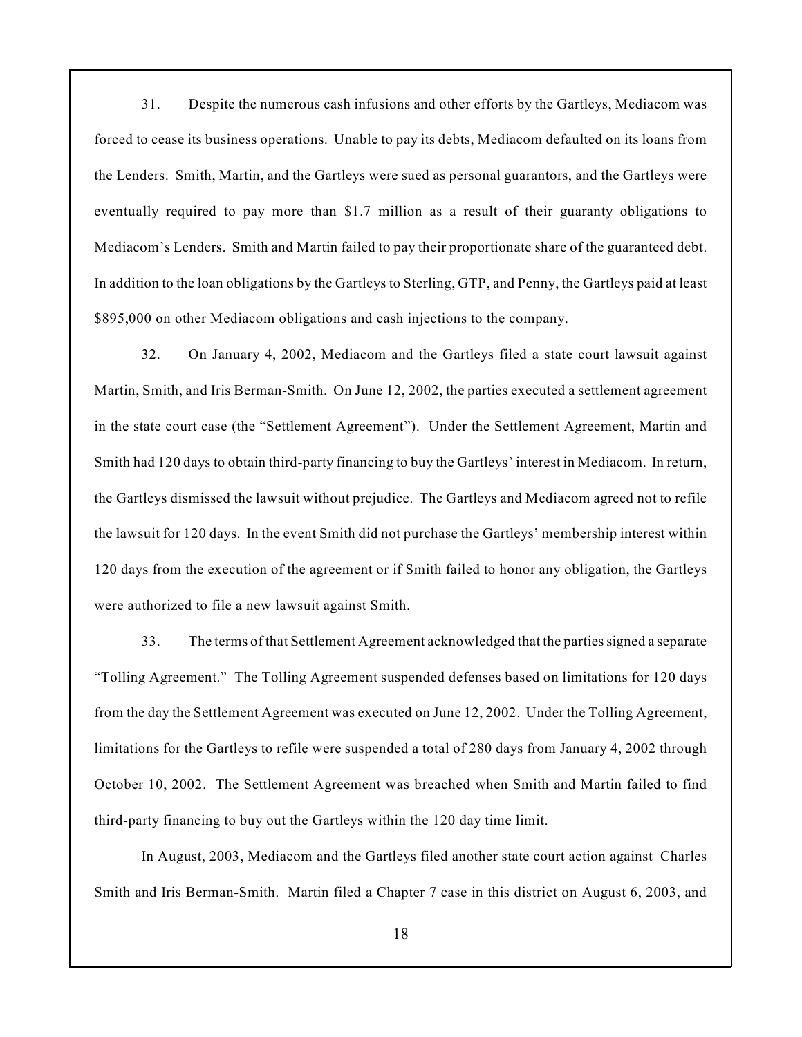31. Despite the numerous cash infusions and other efforts by the Gartleys, Mediacom was forced to cease its business operations. Unable to pay its debts, Mediacom defaulted on its loans from the Lenders. Smith, Martin, and the Gartleys were sued as personal guarantors, and the Gartleys were eventually required to pay more than $1.7 million as a result of their guaranty obligations to Mediacom's Lenders. Smith and Martin failed to pay their proportionate share of the guaranteed debt. In addition to the loan obligations by the Gartleys to Sterling, GTP, and Penny, the Gartleys paid at least $895,000 on other Mediacom obligations and cash injections to the company.

32. On January 4, 2002, Mediacom and the Gartleys filed a state court lawsuit against Martin, Smith, and Iris Berman-Smith. On June 12, 2002, the parties executed a settlement agreement in the state court case (the "Settlement Agreement"). Under the Settlement Agreement, Martin and Smith had 120 days to obtain third-party financing to buy the Gartleys' interest in Mediacom. In return, the Gartleys dismissed the lawsuit without prejudice. The Gartleys and Mediacom agreed not to refile the lawsuit for 120 days. In the event Smith did not purchase the Gartleys' membership interest within 120 days from the execution of the agreement or if Smith failed to honor any obligation, the Gartleys were authorized to file a new lawsuit against Smith.

33. The terms of that Settlement Agreement acknowledged that the parties signed a separate "Tolling Agreement." The Tolling Agreement suspended defenses based on limitations for 120 days from the day the Settlement Agreement was executed on June 12, 2002. Under the Tolling Agreement, limitations for the Gartleys to refile were suspended a total of 280 days from January 4, 2002 through October 10, 2002. The Settlement Agreement was breached when Smith and Martin failed to find third-party financing to buy out the Gartleys within the 120 day time limit.

In August, 2003, Mediacom and the Gartleys filed another state court action against Charles Smith and Iris Berman-Smith. Martin filed a Chapter 7 case in this district on August 6, 2003, and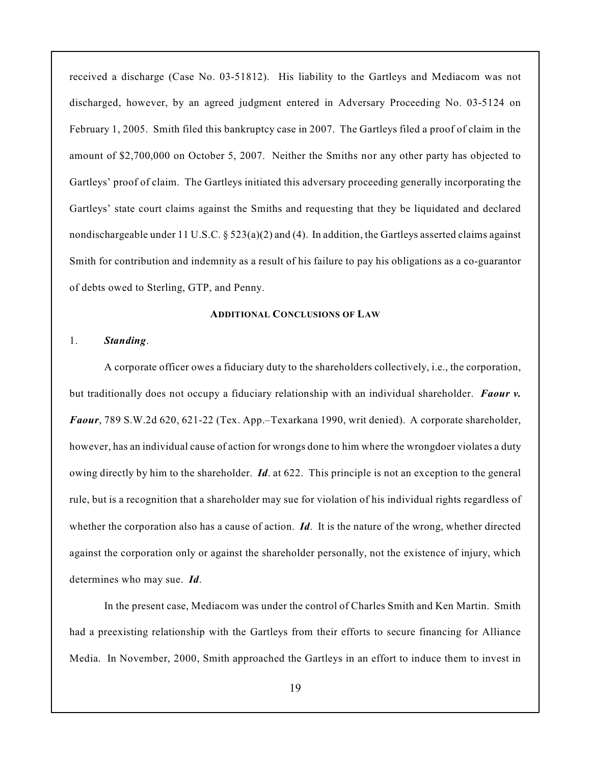received a discharge (Case No. 03-51812). His liability to the Gartleys and Mediacom was not discharged, however, by an agreed judgment entered in Adversary Proceeding No. 03-5124 on February 1, 2005. Smith filed this bankruptcy case in 2007. The Gartleys filed a proof of claim in the amount of $2,700,000 on October 5, 2007. Neither the Smiths nor any other party has objected to Gartleys' proof of claim. The Gartleys initiated this adversary proceeding generally incorporating the Gartleys' state court claims against the Smiths and requesting that they be liquidated and declared nondischargeable under 11 U.S.C. § 523(a)(2) and (4). In addition, the Gartleys asserted claims against Smith for contribution and indemnity as a result of his failure to pay his obligations as a co-guarantor of debts owed to Sterling, GTP, and Penny.

## ADDITIONAL CONCLUSIONS OF LAW

1. ***Standing***.

A corporate officer owes a fiduciary duty to the shareholders collectively, i.e., the corporation, but traditionally does not occupy a fiduciary relationship with an individual shareholder. ***Faour v. Faour***, 789 S.W.2d 620, 621-22 (Tex. App.–Texarkana 1990, writ denied). A corporate shareholder, however, has an individual cause of action for wrongs done to him where the wrongdoer violates a duty owing directly by him to the shareholder. ***Id***. at 622. This principle is not an exception to the general rule, but is a recognition that a shareholder may sue for violation of his individual rights regardless of whether the corporation also has a cause of action. ***Id***. It is the nature of the wrong, whether directed against the corporation only or against the shareholder personally, not the existence of injury, which determines who may sue. ***Id***.

In the present case, Mediacom was under the control of Charles Smith and Ken Martin. Smith had a preexisting relationship with the Gartleys from their efforts to secure financing for Alliance Media. In November, 2000, Smith approached the Gartleys in an effort to induce them to invest in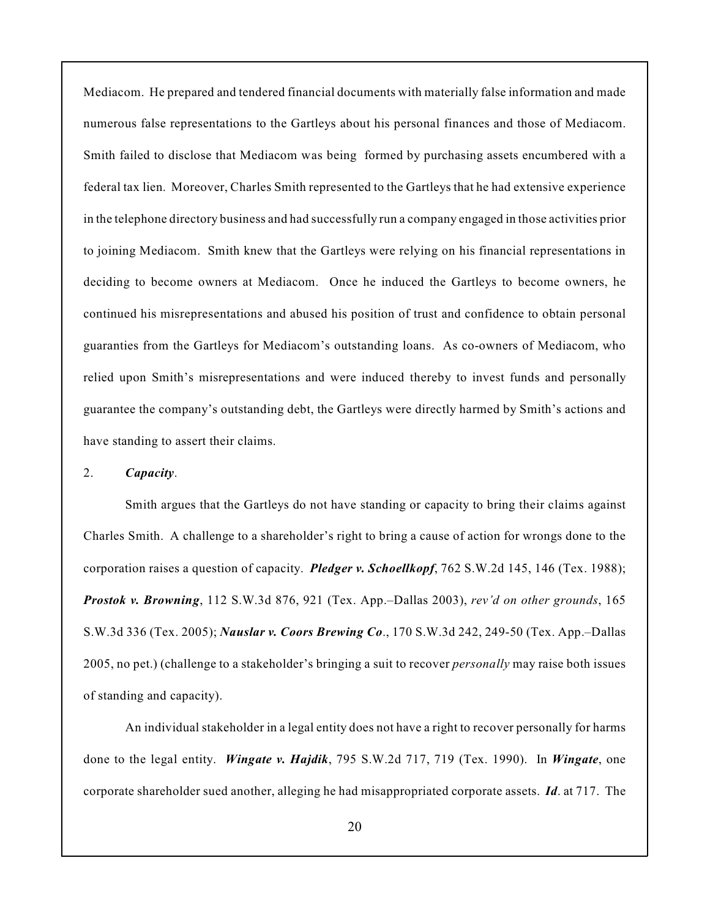Mediacom. He prepared and tendered financial documents with materially false information and made numerous false representations to the Gartleys about his personal finances and those of Mediacom. Smith failed to disclose that Mediacom was being formed by purchasing assets encumbered with a federal tax lien. Moreover, Charles Smith represented to the Gartleys that he had extensive experience in the telephone directory business and had successfully run a company engaged in those activities prior to joining Mediacom. Smith knew that the Gartleys were relying on his financial representations in deciding to become owners at Mediacom. Once he induced the Gartleys to become owners, he continued his misrepresentations and abused his position of trust and confidence to obtain personal guaranties from the Gartleys for Mediacom's outstanding loans. As co-owners of Mediacom, who relied upon Smith's misrepresentations and were induced thereby to invest funds and personally guarantee the company's outstanding debt, the Gartleys were directly harmed by Smith's actions and have standing to assert their claims.

2. ***Capacity***.

Smith argues that the Gartleys do not have standing or capacity to bring their claims against Charles Smith. A challenge to a shareholder's right to bring a cause of action for wrongs done to the corporation raises a question of capacity. ***Pledger v. Schoellkopf***, 762 S.W.2d 145, 146 (Tex. 1988); ***Prostok v. Browning***, 112 S.W.3d 876, 921 (Tex. App.–Dallas 2003), *rev'd on other grounds*, 165 S.W.3d 336 (Tex. 2005); ***Nauslar v. Coors Brewing Co***., 170 S.W.3d 242, 249-50 (Tex. App.–Dallas 2005, no pet.) (challenge to a stakeholder's bringing a suit to recover *personally* may raise both issues of standing and capacity).

An individual stakeholder in a legal entity does not have a right to recover personally for harms done to the legal entity. ***Wingate v. Hajdik***, 795 S.W.2d 717, 719 (Tex. 1990). In ***Wingate***, one corporate shareholder sued another, alleging he had misappropriated corporate assets. ***Id***. at 717. The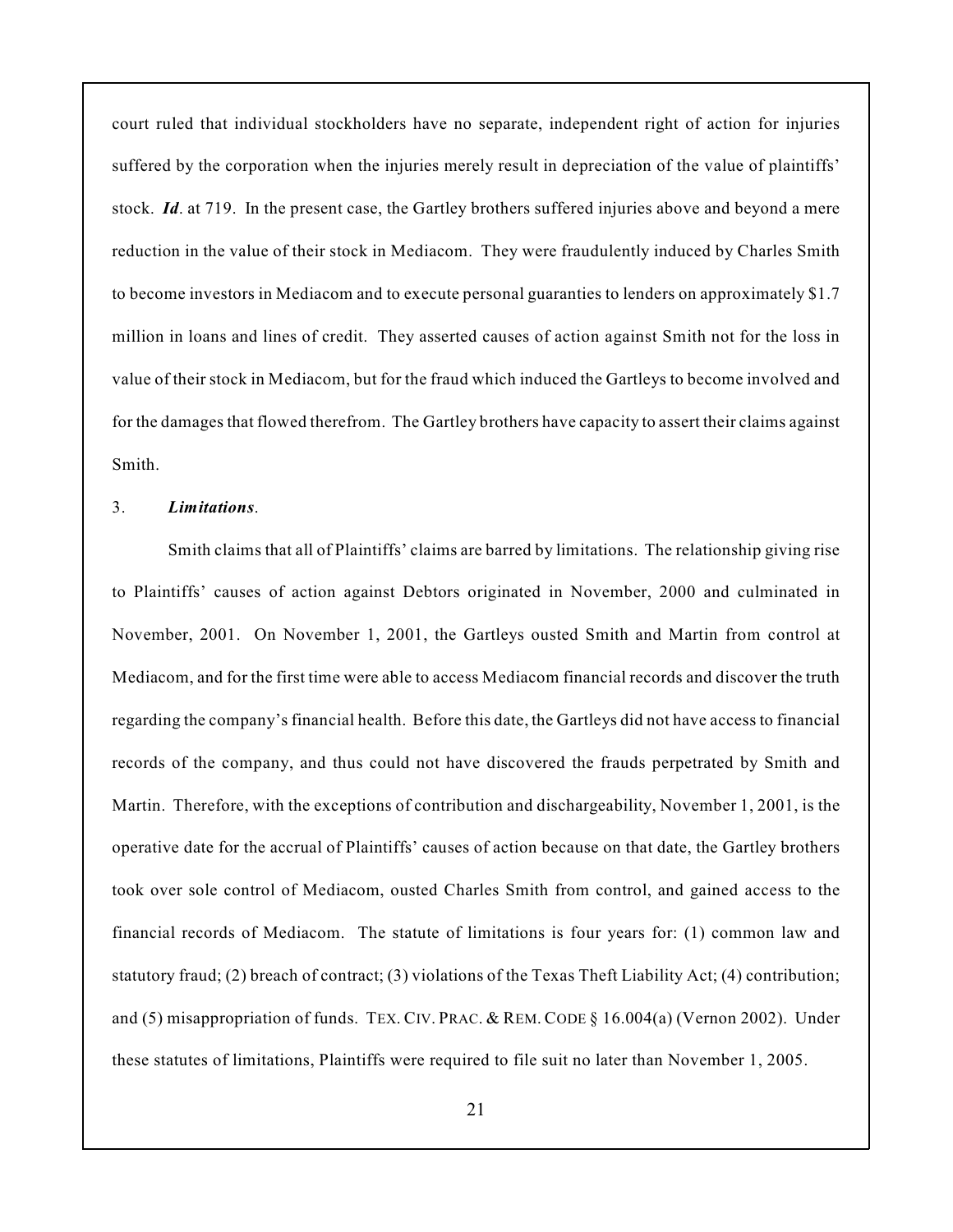court ruled that individual stockholders have no separate, independent right of action for injuries suffered by the corporation when the injuries merely result in depreciation of the value of plaintiffs' stock. ***Id***. at 719. In the present case, the Gartley brothers suffered injuries above and beyond a mere reduction in the value of their stock in Mediacom. They were fraudulently induced by Charles Smith to become investors in Mediacom and to execute personal guaranties to lenders on approximately $1.7 million in loans and lines of credit. They asserted causes of action against Smith not for the loss in value of their stock in Mediacom, but for the fraud which induced the Gartleys to become involved and for the damages that flowed therefrom. The Gartley brothers have capacity to assert their claims against Smith.

3. ***Limitations***.

Smith claims that all of Plaintiffs' claims are barred by limitations. The relationship giving rise to Plaintiffs' causes of action against Debtors originated in November, 2000 and culminated in November, 2001. On November 1, 2001, the Gartleys ousted Smith and Martin from control at Mediacom, and for the first time were able to access Mediacom financial records and discover the truth regarding the company's financial health. Before this date, the Gartleys did not have access to financial records of the company, and thus could not have discovered the frauds perpetrated by Smith and Martin. Therefore, with the exceptions of contribution and dischargeability, November 1, 2001, is the operative date for the accrual of Plaintiffs' causes of action because on that date, the Gartley brothers took over sole control of Mediacom, ousted Charles Smith from control, and gained access to the financial records of Mediacom. The statute of limitations is four years for: (1) common law and statutory fraud; (2) breach of contract; (3) violations of the Texas Theft Liability Act; (4) contribution; and (5) misappropriation of funds. TEX. CIV. PRAC. & REM. CODE § 16.004(a) (Vernon 2002). Under these statutes of limitations, Plaintiffs were required to file suit no later than November 1, 2005.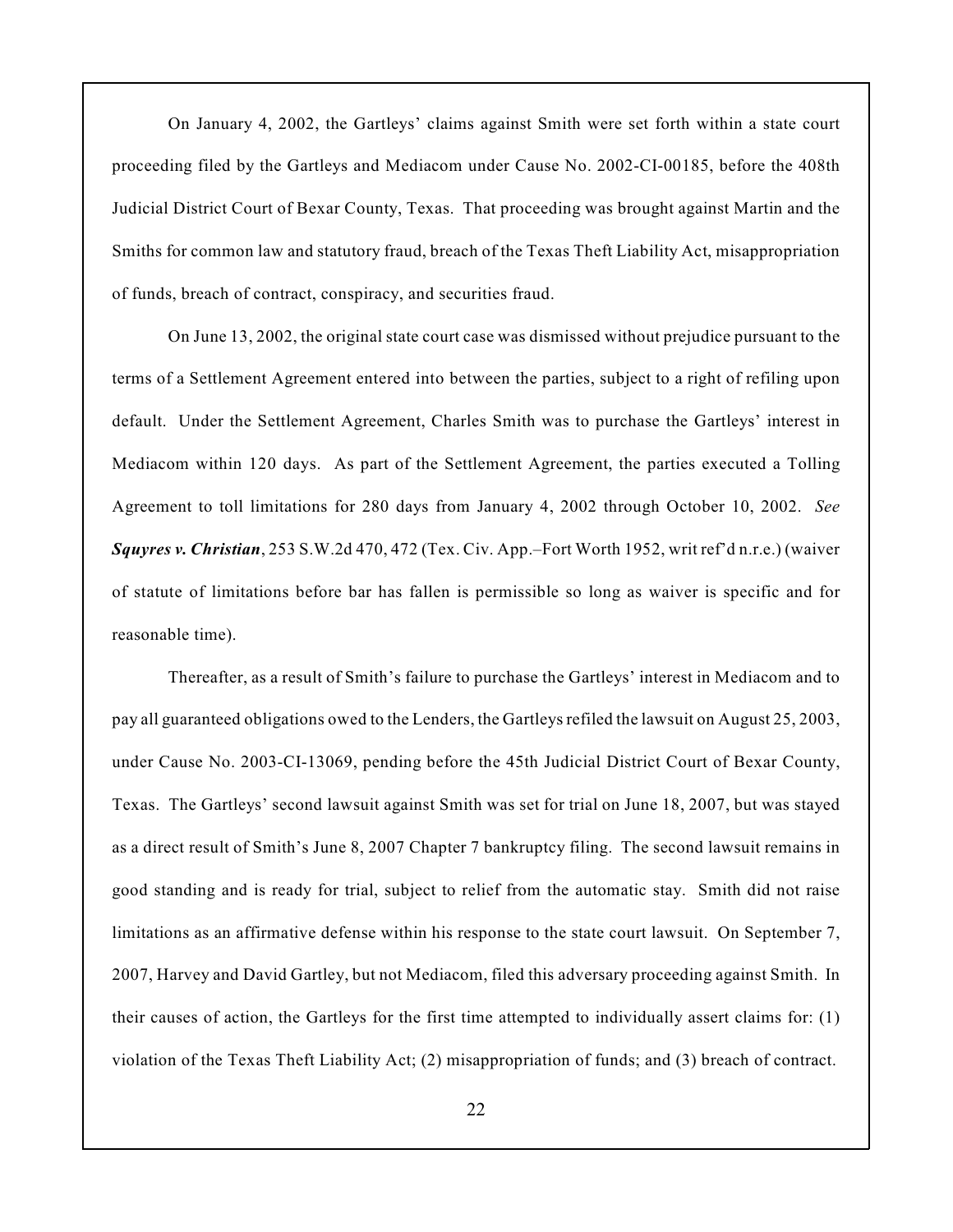On January 4, 2002, the Gartleys' claims against Smith were set forth within a state court proceeding filed by the Gartleys and Mediacom under Cause No. 2002-CI-00185, before the 408th Judicial District Court of Bexar County, Texas. That proceeding was brought against Martin and the Smiths for common law and statutory fraud, breach of the Texas Theft Liability Act, misappropriation of funds, breach of contract, conspiracy, and securities fraud.

On June 13, 2002, the original state court case was dismissed without prejudice pursuant to the terms of a Settlement Agreement entered into between the parties, subject to a right of refiling upon default. Under the Settlement Agreement, Charles Smith was to purchase the Gartleys' interest in Mediacom within 120 days. As part of the Settlement Agreement, the parties executed a Tolling Agreement to toll limitations for 280 days from January 4, 2002 through October 10, 2002. *See* ***Squyres v. Christian***, 253 S.W.2d 470, 472 (Tex. Civ. App.–Fort Worth 1952, writ ref'd n.r.e.) (waiver of statute of limitations before bar has fallen is permissible so long as waiver is specific and for reasonable time).

Thereafter, as a result of Smith's failure to purchase the Gartleys' interest in Mediacom and to pay all guaranteed obligations owed to the Lenders, the Gartleys refiled the lawsuit on August 25, 2003, under Cause No. 2003-CI-13069, pending before the 45th Judicial District Court of Bexar County, Texas. The Gartleys' second lawsuit against Smith was set for trial on June 18, 2007, but was stayed as a direct result of Smith's June 8, 2007 Chapter 7 bankruptcy filing. The second lawsuit remains in good standing and is ready for trial, subject to relief from the automatic stay. Smith did not raise limitations as an affirmative defense within his response to the state court lawsuit. On September 7, 2007, Harvey and David Gartley, but not Mediacom, filed this adversary proceeding against Smith. In their causes of action, the Gartleys for the first time attempted to individually assert claims for: (1) violation of the Texas Theft Liability Act; (2) misappropriation of funds; and (3) breach of contract.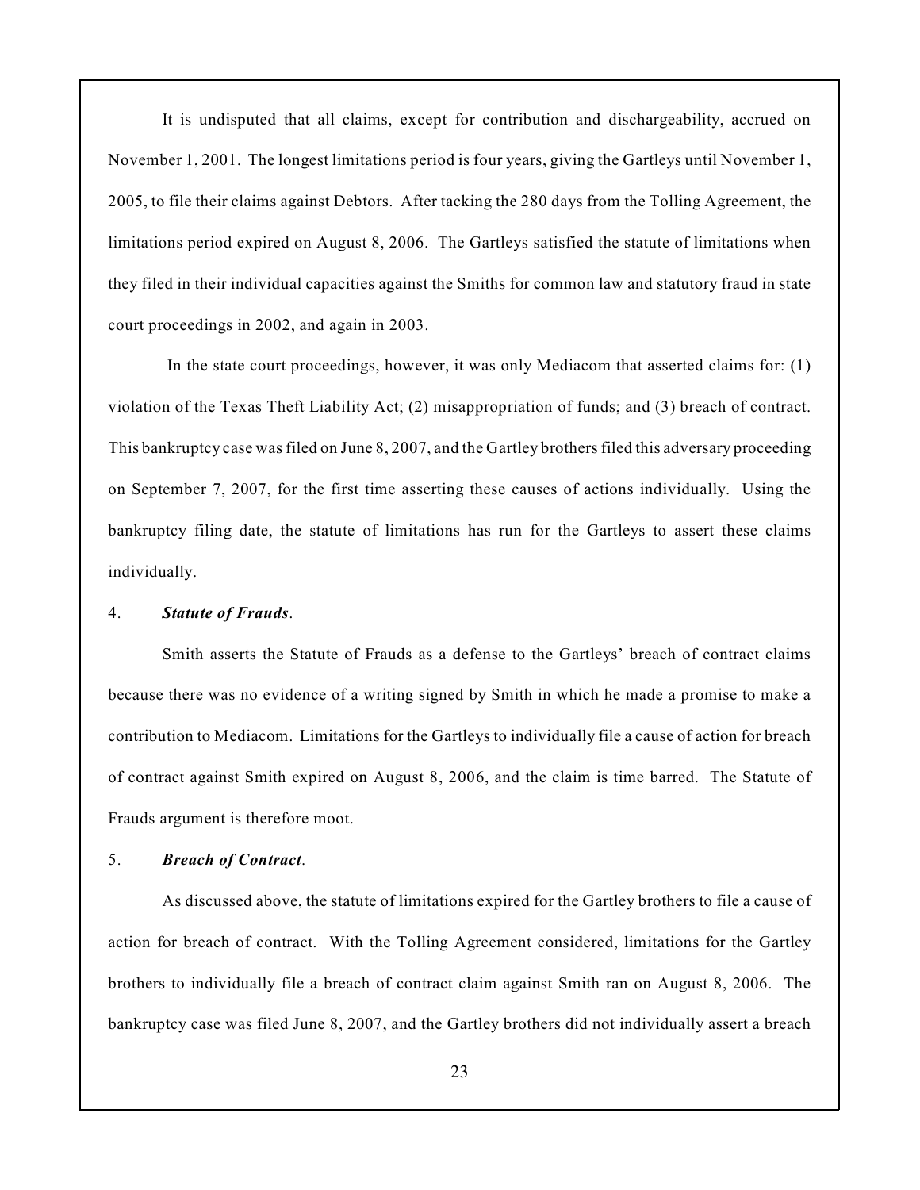It is undisputed that all claims, except for contribution and dischargeability, accrued on November 1, 2001. The longest limitations period is four years, giving the Gartleys until November 1, 2005, to file their claims against Debtors. After tacking the 280 days from the Tolling Agreement, the limitations period expired on August 8, 2006. The Gartleys satisfied the statute of limitations when they filed in their individual capacities against the Smiths for common law and statutory fraud in state court proceedings in 2002, and again in 2003.

In the state court proceedings, however, it was only Mediacom that asserted claims for: (1) violation of the Texas Theft Liability Act; (2) misappropriation of funds; and (3) breach of contract. This bankruptcy case was filed on June 8, 2007, and the Gartley brothers filed this adversary proceeding on September 7, 2007, for the first time asserting these causes of actions individually. Using the bankruptcy filing date, the statute of limitations has run for the Gartleys to assert these claims individually.

4. ***Statute of Frauds***.

Smith asserts the Statute of Frauds as a defense to the Gartleys' breach of contract claims because there was no evidence of a writing signed by Smith in which he made a promise to make a contribution to Mediacom. Limitations for the Gartleys to individually file a cause of action for breach of contract against Smith expired on August 8, 2006, and the claim is time barred. The Statute of Frauds argument is therefore moot.

5. ***Breach of Contract***.

As discussed above, the statute of limitations expired for the Gartley brothers to file a cause of action for breach of contract. With the Tolling Agreement considered, limitations for the Gartley brothers to individually file a breach of contract claim against Smith ran on August 8, 2006. The bankruptcy case was filed June 8, 2007, and the Gartley brothers did not individually assert a breach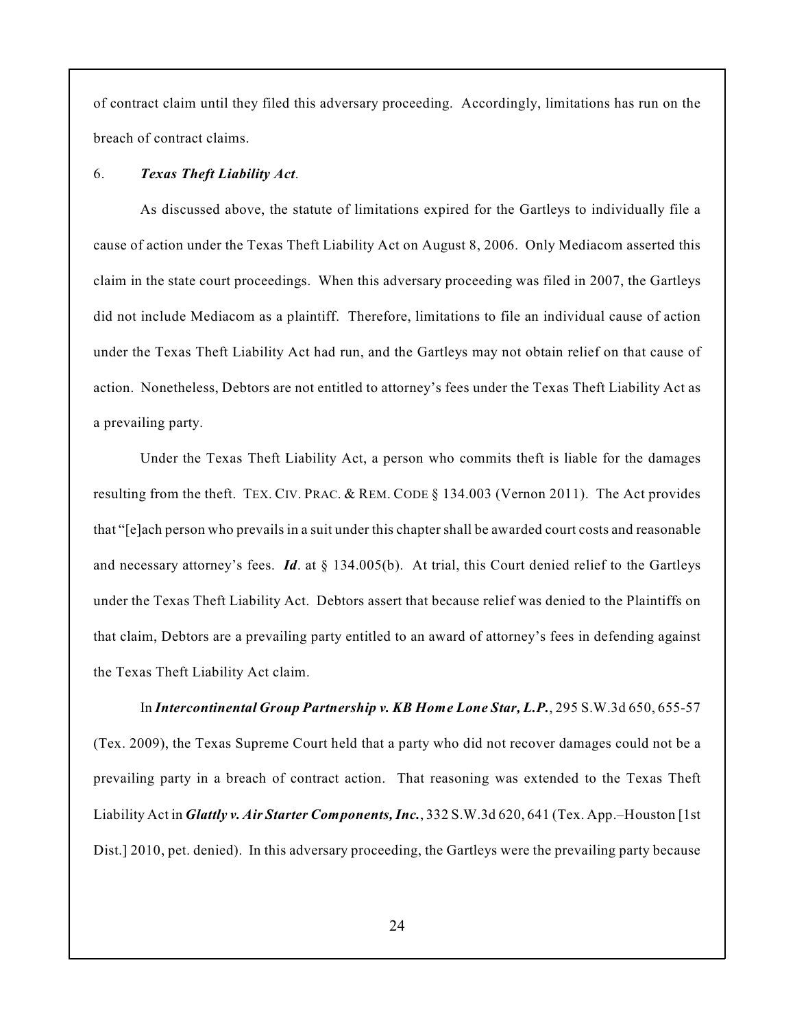of contract claim until they filed this adversary proceeding. Accordingly, limitations has run on the breach of contract claims.

6. ***Texas Theft Liability Act*.**

As discussed above, the statute of limitations expired for the Gartleys to individually file a cause of action under the Texas Theft Liability Act on August 8, 2006. Only Mediacom asserted this claim in the state court proceedings. When this adversary proceeding was filed in 2007, the Gartleys did not include Mediacom as a plaintiff. Therefore, limitations to file an individual cause of action under the Texas Theft Liability Act had run, and the Gartleys may not obtain relief on that cause of action. Nonetheless, Debtors are not entitled to attorney's fees under the Texas Theft Liability Act as a prevailing party.

Under the Texas Theft Liability Act, a person who commits theft is liable for the damages resulting from the theft. TEX. CIV. PRAC. & REM. CODE § 134.003 (Vernon 2011). The Act provides that "[e]ach person who prevails in a suit under this chapter shall be awarded court costs and reasonable and necessary attorney's fees. ***Id***. at § 134.005(b). At trial, this Court denied relief to the Gartleys under the Texas Theft Liability Act. Debtors assert that because relief was denied to the Plaintiffs on that claim, Debtors are a prevailing party entitled to an award of attorney's fees in defending against the Texas Theft Liability Act claim.

In ***Intercontinental Group Partnership v. KB Home Lone Star, L.P.***, 295 S.W.3d 650, 655-57 (Tex. 2009), the Texas Supreme Court held that a party who did not recover damages could not be a prevailing party in a breach of contract action. That reasoning was extended to the Texas Theft Liability Act in ***Glattly v. Air Starter Components, Inc.***, 332 S.W.3d 620, 641 (Tex. App.–Houston [1st Dist.] 2010, pet. denied). In this adversary proceeding, the Gartleys were the prevailing party because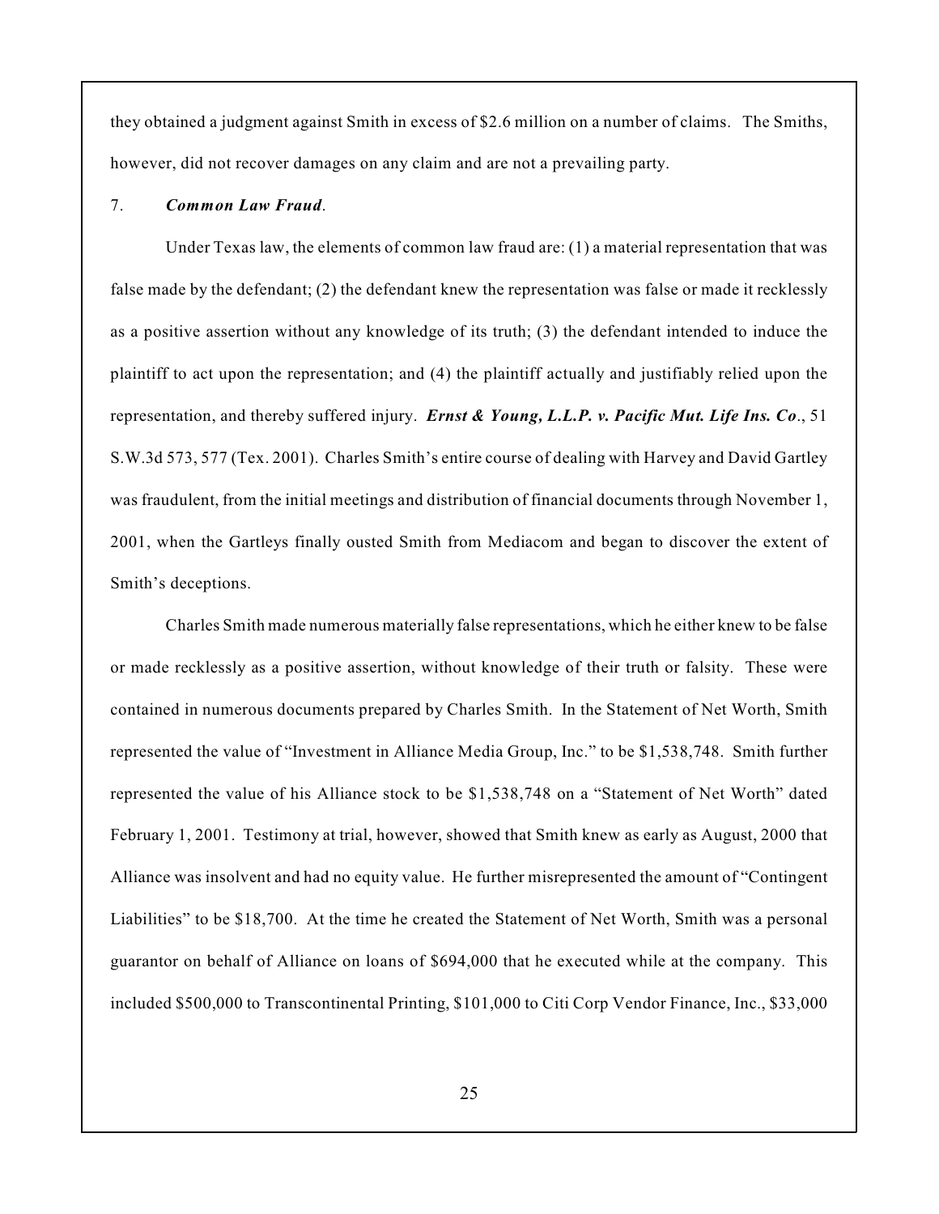they obtained a judgment against Smith in excess of $2.6 million on a number of claims. The Smiths, however, did not recover damages on any claim and are not a prevailing party.

7. ***Common Law Fraud***.

Under Texas law, the elements of common law fraud are: (1) a material representation that was false made by the defendant; (2) the defendant knew the representation was false or made it recklessly as a positive assertion without any knowledge of its truth; (3) the defendant intended to induce the plaintiff to act upon the representation; and (4) the plaintiff actually and justifiably relied upon the representation, and thereby suffered injury. ***Ernst & Young, L.L.P. v. Pacific Mut. Life Ins. Co***., 51 S.W.3d 573, 577 (Tex. 2001). Charles Smith's entire course of dealing with Harvey and David Gartley was fraudulent, from the initial meetings and distribution of financial documents through November 1, 2001, when the Gartleys finally ousted Smith from Mediacom and began to discover the extent of Smith's deceptions.

Charles Smith made numerous materially false representations, which he either knew to be false or made recklessly as a positive assertion, without knowledge of their truth or falsity. These were contained in numerous documents prepared by Charles Smith. In the Statement of Net Worth, Smith represented the value of "Investment in Alliance Media Group, Inc." to be $1,538,748. Smith further represented the value of his Alliance stock to be $1,538,748 on a "Statement of Net Worth" dated February 1, 2001. Testimony at trial, however, showed that Smith knew as early as August, 2000 that Alliance was insolvent and had no equity value. He further misrepresented the amount of "Contingent Liabilities" to be $18,700. At the time he created the Statement of Net Worth, Smith was a personal guarantor on behalf of Alliance on loans of $694,000 that he executed while at the company. This included $500,000 to Transcontinental Printing, $101,000 to Citi Corp Vendor Finance, Inc., $33,000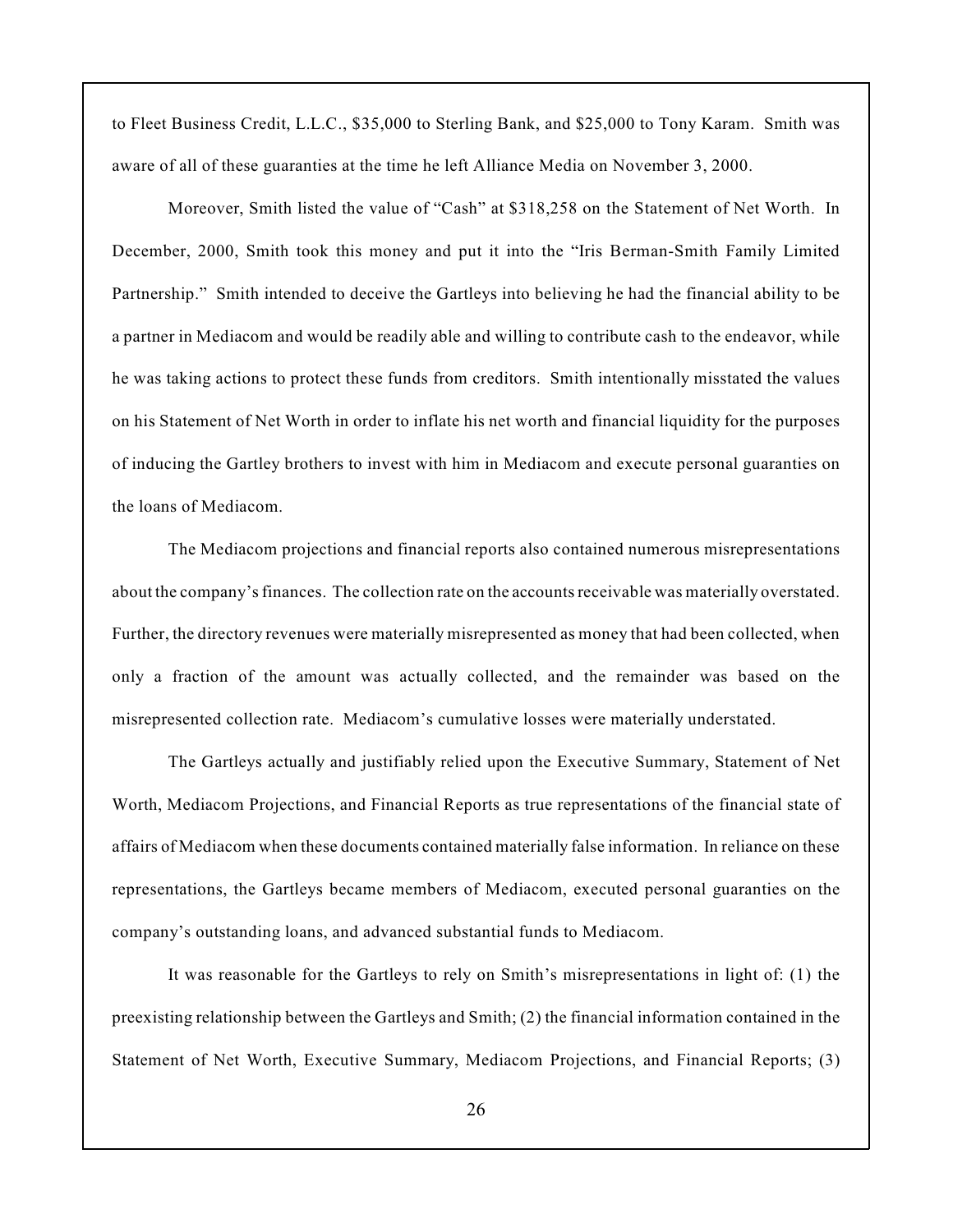to Fleet Business Credit, L.L.C., $35,000 to Sterling Bank, and $25,000 to Tony Karam. Smith was aware of all of these guaranties at the time he left Alliance Media on November 3, 2000.

Moreover, Smith listed the value of "Cash" at $318,258 on the Statement of Net Worth. In December, 2000, Smith took this money and put it into the "Iris Berman-Smith Family Limited Partnership." Smith intended to deceive the Gartleys into believing he had the financial ability to be a partner in Mediacom and would be readily able and willing to contribute cash to the endeavor, while he was taking actions to protect these funds from creditors. Smith intentionally misstated the values on his Statement of Net Worth in order to inflate his net worth and financial liquidity for the purposes of inducing the Gartley brothers to invest with him in Mediacom and execute personal guaranties on the loans of Mediacom.

The Mediacom projections and financial reports also contained numerous misrepresentations about the company's finances. The collection rate on the accounts receivable was materially overstated. Further, the directory revenues were materially misrepresented as money that had been collected, when only a fraction of the amount was actually collected, and the remainder was based on the misrepresented collection rate. Mediacom's cumulative losses were materially understated.

The Gartleys actually and justifiably relied upon the Executive Summary, Statement of Net Worth, Mediacom Projections, and Financial Reports as true representations of the financial state of affairs of Mediacom when these documents contained materially false information. In reliance on these representations, the Gartleys became members of Mediacom, executed personal guaranties on the company's outstanding loans, and advanced substantial funds to Mediacom.

It was reasonable for the Gartleys to rely on Smith's misrepresentations in light of: (1) the preexisting relationship between the Gartleys and Smith; (2) the financial information contained in the Statement of Net Worth, Executive Summary, Mediacom Projections, and Financial Reports; (3)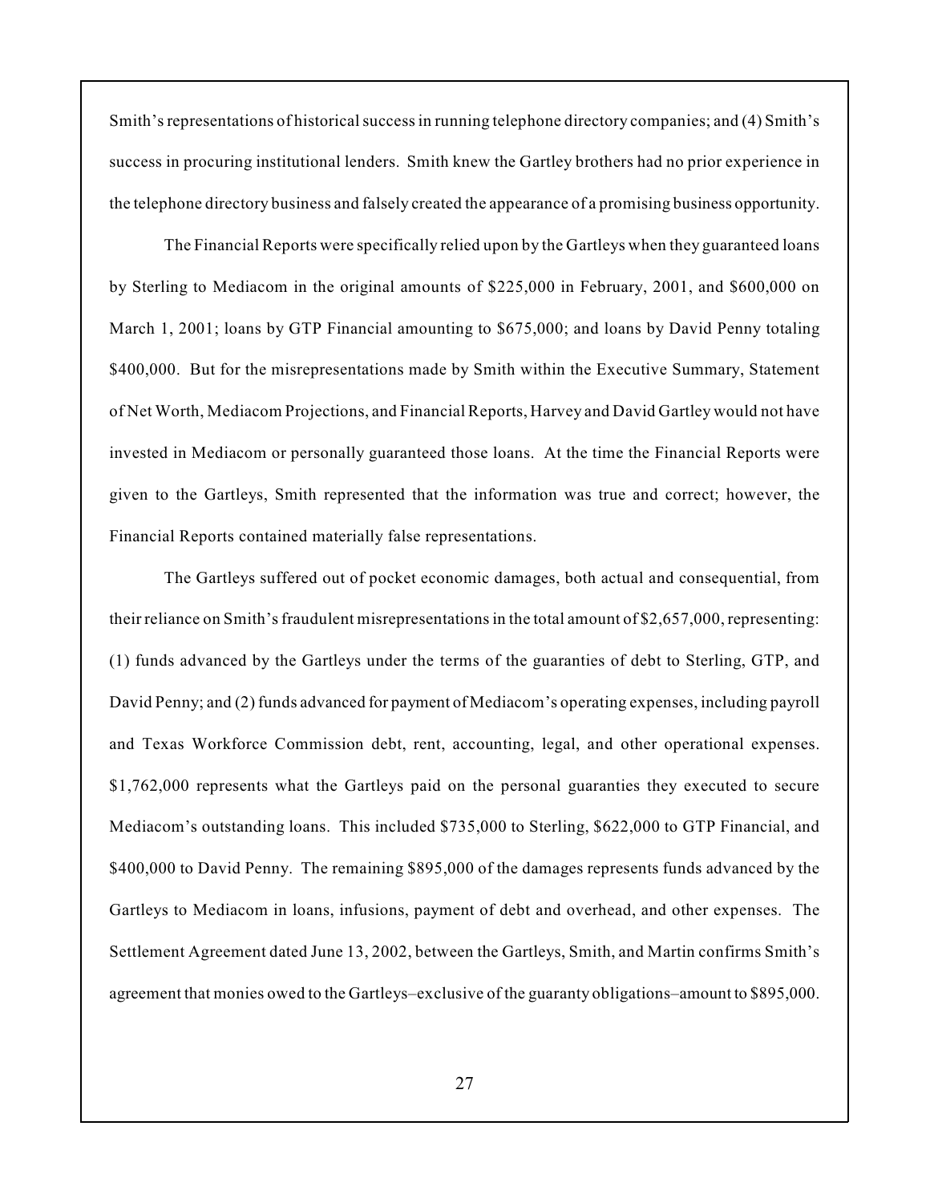Smith's representations of historical success in running telephone directory companies; and (4) Smith's success in procuring institutional lenders. Smith knew the Gartley brothers had no prior experience in the telephone directory business and falsely created the appearance of a promising business opportunity.

The Financial Reports were specifically relied upon by the Gartleys when they guaranteed loans by Sterling to Mediacom in the original amounts of $225,000 in February, 2001, and $600,000 on March 1, 2001; loans by GTP Financial amounting to $675,000; and loans by David Penny totaling $400,000. But for the misrepresentations made by Smith within the Executive Summary, Statement of Net Worth, Mediacom Projections, and Financial Reports, Harvey and David Gartley would not have invested in Mediacom or personally guaranteed those loans. At the time the Financial Reports were given to the Gartleys, Smith represented that the information was true and correct; however, the Financial Reports contained materially false representations.

The Gartleys suffered out of pocket economic damages, both actual and consequential, from their reliance on Smith's fraudulent misrepresentations in the total amount of $2,657,000, representing: (1) funds advanced by the Gartleys under the terms of the guaranties of debt to Sterling, GTP, and David Penny; and (2) funds advanced for payment of Mediacom's operating expenses, including payroll and Texas Workforce Commission debt, rent, accounting, legal, and other operational expenses. $1,762,000 represents what the Gartleys paid on the personal guaranties they executed to secure Mediacom's outstanding loans. This included $735,000 to Sterling, $622,000 to GTP Financial, and $400,000 to David Penny. The remaining $895,000 of the damages represents funds advanced by the Gartleys to Mediacom in loans, infusions, payment of debt and overhead, and other expenses. The Settlement Agreement dated June 13, 2002, between the Gartleys, Smith, and Martin confirms Smith's agreement that monies owed to the Gartleys–exclusive of the guaranty obligations–amount to $895,000.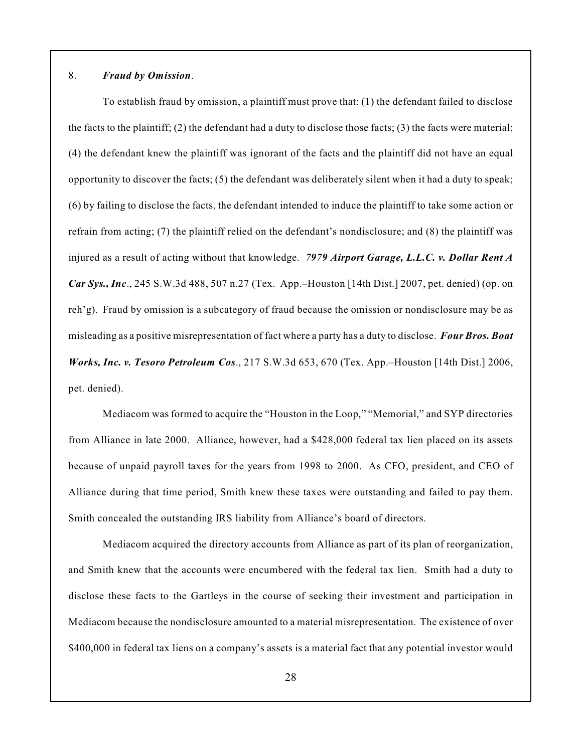8. ***Fraud by Omission***.

To establish fraud by omission, a plaintiff must prove that: (1) the defendant failed to disclose the facts to the plaintiff; (2) the defendant had a duty to disclose those facts; (3) the facts were material; (4) the defendant knew the plaintiff was ignorant of the facts and the plaintiff did not have an equal opportunity to discover the facts; (5) the defendant was deliberately silent when it had a duty to speak; (6) by failing to disclose the facts, the defendant intended to induce the plaintiff to take some action or refrain from acting; (7) the plaintiff relied on the defendant's nondisclosure; and (8) the plaintiff was injured as a result of acting without that knowledge. ***7979 Airport Garage, L.L.C. v. Dollar Rent A Car Sys., Inc***., 245 S.W.3d 488, 507 n.27 (Tex. App.–Houston [14th Dist.] 2007, pet. denied) (op. on reh'g). Fraud by omission is a subcategory of fraud because the omission or nondisclosure may be as misleading as a positive misrepresentation of fact where a party has a duty to disclose. ***Four Bros. Boat Works, Inc. v. Tesoro Petroleum Cos***., 217 S.W.3d 653, 670 (Tex. App.–Houston [14th Dist.] 2006, pet. denied).

Mediacom was formed to acquire the "Houston in the Loop," "Memorial," and SYP directories from Alliance in late 2000. Alliance, however, had a $428,000 federal tax lien placed on its assets because of unpaid payroll taxes for the years from 1998 to 2000. As CFO, president, and CEO of Alliance during that time period, Smith knew these taxes were outstanding and failed to pay them. Smith concealed the outstanding IRS liability from Alliance's board of directors.

Mediacom acquired the directory accounts from Alliance as part of its plan of reorganization, and Smith knew that the accounts were encumbered with the federal tax lien. Smith had a duty to disclose these facts to the Gartleys in the course of seeking their investment and participation in Mediacom because the nondisclosure amounted to a material misrepresentation. The existence of over $400,000 in federal tax liens on a company's assets is a material fact that any potential investor would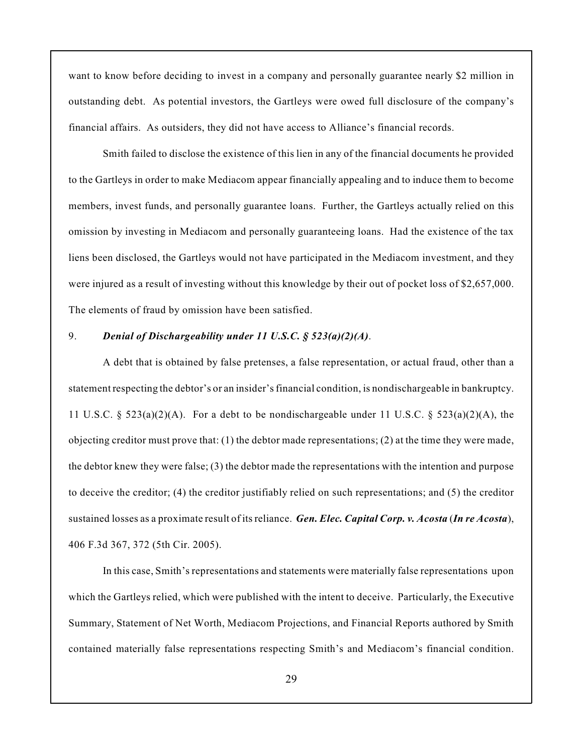want to know before deciding to invest in a company and personally guarantee nearly $2 million in outstanding debt. As potential investors, the Gartleys were owed full disclosure of the company's financial affairs. As outsiders, they did not have access to Alliance's financial records.

Smith failed to disclose the existence of this lien in any of the financial documents he provided to the Gartleys in order to make Mediacom appear financially appealing and to induce them to become members, invest funds, and personally guarantee loans. Further, the Gartleys actually relied on this omission by investing in Mediacom and personally guaranteeing loans. Had the existence of the tax liens been disclosed, the Gartleys would not have participated in the Mediacom investment, and they were injured as a result of investing without this knowledge by their out of pocket loss of $2,657,000. The elements of fraud by omission have been satisfied.

9. ***Denial of Dischargeability under 11 U.S.C. § 523(a)(2)(A)***.

A debt that is obtained by false pretenses, a false representation, or actual fraud, other than a statement respecting the debtor's or an insider's financial condition, is nondischargeable in bankruptcy. 11 U.S.C. § 523(a)(2)(A). For a debt to be nondischargeable under 11 U.S.C. § 523(a)(2)(A), the objecting creditor must prove that: (1) the debtor made representations; (2) at the time they were made, the debtor knew they were false; (3) the debtor made the representations with the intention and purpose to deceive the creditor; (4) the creditor justifiably relied on such representations; and (5) the creditor sustained losses as a proximate result of its reliance. ***Gen. Elec. Capital Corp. v. Acosta*** (***In re Acosta***), 406 F.3d 367, 372 (5th Cir. 2005).

In this case, Smith's representations and statements were materially false representations upon which the Gartleys relied, which were published with the intent to deceive. Particularly, the Executive Summary, Statement of Net Worth, Mediacom Projections, and Financial Reports authored by Smith contained materially false representations respecting Smith's and Mediacom's financial condition.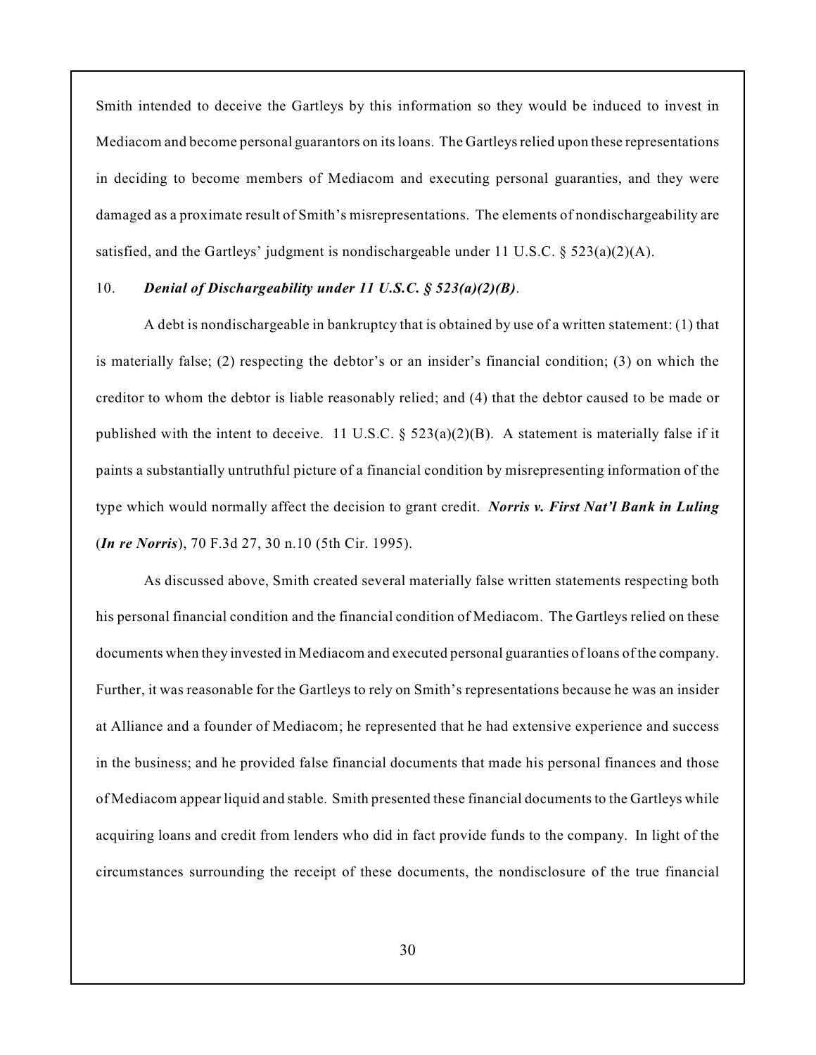Smith intended to deceive the Gartleys by this information so they would be induced to invest in Mediacom and become personal guarantors on its loans. The Gartleys relied upon these representations in deciding to become members of Mediacom and executing personal guaranties, and they were damaged as a proximate result of Smith's misrepresentations. The elements of nondischargeability are satisfied, and the Gartleys' judgment is nondischargeable under 11 U.S.C. § 523(a)(2)(A).

10. ***Denial of Dischargeability under 11 U.S.C. § 523(a)(2)(B)***.

A debt is nondischargeable in bankruptcy that is obtained by use of a written statement: (1) that is materially false; (2) respecting the debtor's or an insider's financial condition; (3) on which the creditor to whom the debtor is liable reasonably relied; and (4) that the debtor caused to be made or published with the intent to deceive. 11 U.S.C. § 523(a)(2)(B). A statement is materially false if it paints a substantially untruthful picture of a financial condition by misrepresenting information of the type which would normally affect the decision to grant credit. ***Norris v. First Nat'l Bank in Luling*** (***In re Norris***), 70 F.3d 27, 30 n.10 (5th Cir. 1995).

As discussed above, Smith created several materially false written statements respecting both his personal financial condition and the financial condition of Mediacom. The Gartleys relied on these documents when they invested in Mediacom and executed personal guaranties of loans of the company. Further, it was reasonable for the Gartleys to rely on Smith's representations because he was an insider at Alliance and a founder of Mediacom; he represented that he had extensive experience and success in the business; and he provided false financial documents that made his personal finances and those of Mediacom appear liquid and stable. Smith presented these financial documents to the Gartleys while acquiring loans and credit from lenders who did in fact provide funds to the company. In light of the circumstances surrounding the receipt of these documents, the nondisclosure of the true financial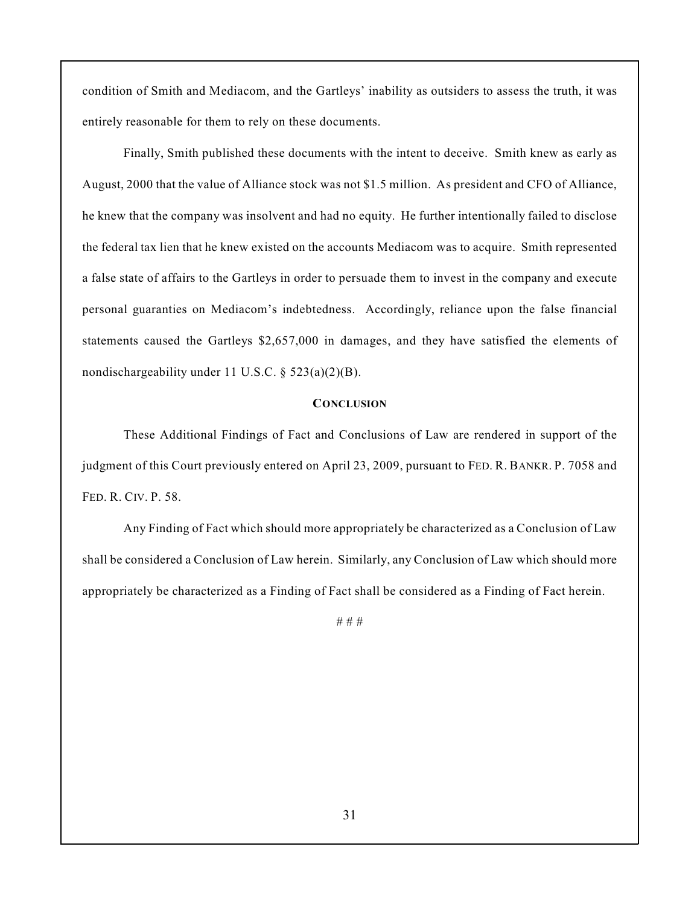condition of Smith and Mediacom, and the Gartleys' inability as outsiders to assess the truth, it was entirely reasonable for them to rely on these documents.

Finally, Smith published these documents with the intent to deceive. Smith knew as early as August, 2000 that the value of Alliance stock was not $1.5 million. As president and CFO of Alliance, he knew that the company was insolvent and had no equity. He further intentionally failed to disclose the federal tax lien that he knew existed on the accounts Mediacom was to acquire. Smith represented a false state of affairs to the Gartleys in order to persuade them to invest in the company and execute personal guaranties on Mediacom's indebtedness. Accordingly, reliance upon the false financial statements caused the Gartleys $2,657,000 in damages, and they have satisfied the elements of nondischargeability under 11 U.S.C. § 523(a)(2)(B).

## CONCLUSION

These Additional Findings of Fact and Conclusions of Law are rendered in support of the judgment of this Court previously entered on April 23, 2009, pursuant to FED. R. BANKR. P. 7058 and FED. R. CIV. P. 58.

Any Finding of Fact which should more appropriately be characterized as a Conclusion of Law shall be considered a Conclusion of Law herein. Similarly, any Conclusion of Law which should more appropriately be characterized as a Finding of Fact shall be considered as a Finding of Fact herein.

# # #